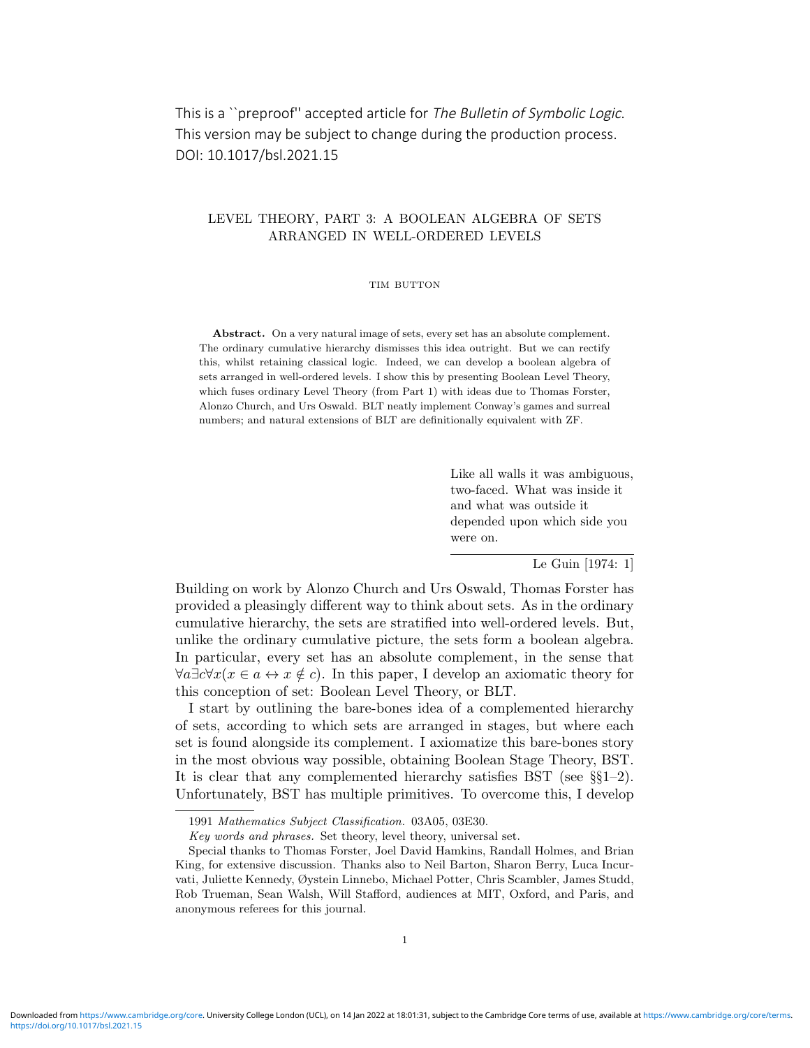This is a ``preproof'' accepted article for *The Bulletin of Symbolic Logic*.
This version may be subject to change during the production process.
DOI: 10.1017/bsl.2021.15

# LEVEL THEORY, PART 3: A BOOLEAN ALGEBRA OF SETS ARRANGED IN WELL-ORDERED LEVELS

TIM BUTTON

**Abstract.** On a very natural image of sets, every set has an absolute complement. The ordinary cumulative hierarchy dismisses this idea outright. But we can rectify this, whilst retaining classical logic. Indeed, we can develop a boolean algebra of sets arranged in well-ordered levels. I show this by presenting Boolean Level Theory, which fuses ordinary Level Theory (from Part 1) with ideas due to Thomas Forster, Alonzo Church, and Urs Oswald. BLT neatly implement Conway's games and surreal numbers; and natural extensions of BLT are definitionally equivalent with ZF.

> Like all walls it was ambiguous, two-faced. What was inside it and what was outside it depended upon which side you were on.
>
> Le Guin [1974: 1]

Building on work by Alonzo Church and Urs Oswald, Thomas Forster has provided a pleasingly different way to think about sets. As in the ordinary cumulative hierarchy, the sets are stratified into well-ordered levels. But, unlike the ordinary cumulative picture, the sets form a boolean algebra. In particular, every set has an absolute complement, in the sense that $\forall a \exists c \forall x(x \in a \leftrightarrow x \notin c)$. In this paper, I develop an axiomatic theory for this conception of set: Boolean Level Theory, or BLT.

I start by outlining the bare-bones idea of a complemented hierarchy of sets, according to which sets are arranged in stages, but where each set is found alongside its complement. I axiomatize this bare-bones story in the most obvious way possible, obtaining Boolean Stage Theory, BST. It is clear that any complemented hierarchy satisfies BST (see §§1–2). Unfortunately, BST has multiple primitives. To overcome this, I develop

---

1991 *Mathematics Subject Classification.* 03A05, 03E30.

*Key words and phrases.* Set theory, level theory, universal set.

Special thanks to Thomas Forster, Joel David Hamkins, Randall Holmes, and Brian King, for extensive discussion. Thanks also to Neil Barton, Sharon Berry, Luca Incurvati, Juliette Kennedy, Øystein Linnebo, Michael Potter, Chris Scambler, James Studd, Rob Trueman, Sean Walsh, Will Stafford, audiences at MIT, Oxford, and Paris, and anonymous referees for this journal.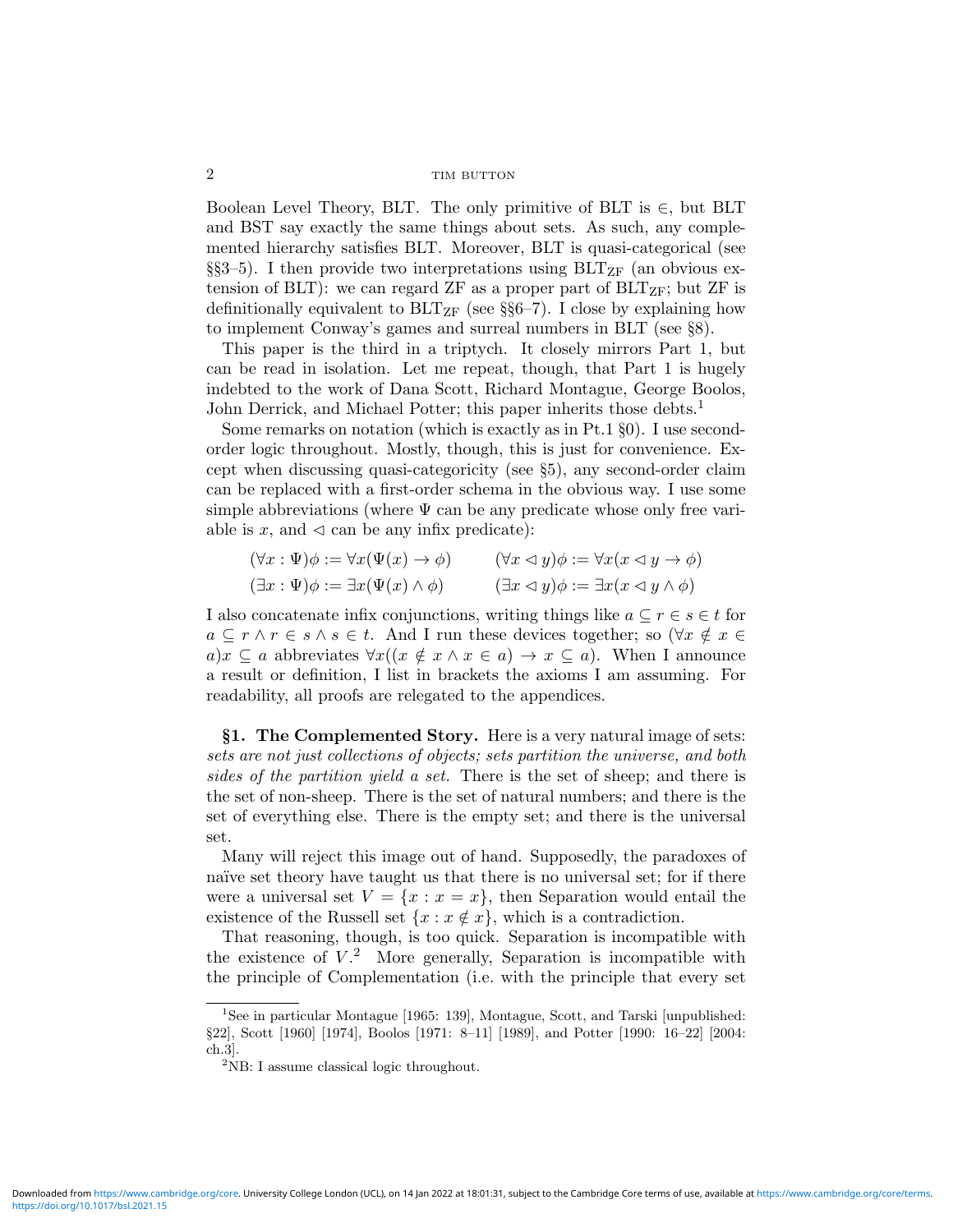Boolean Level Theory, BLT. The only primitive of BLT is $\in$, but BLT and BST say exactly the same things about sets. As such, any complemented hierarchy satisfies BLT. Moreover, BLT is quasi-categorical (see §§3–5). I then provide two interpretations using $\text{BLT}_{\text{ZF}}$ (an obvious extension of BLT): we can regard ZF as a proper part of $\text{BLT}_{\text{ZF}}$; but ZF is definitionally equivalent to $\text{BLT}_{\text{ZF}}$ (see §§6–7). I close by explaining how to implement Conway's games and surreal numbers in BLT (see §8).

This paper is the third in a triptych. It closely mirrors Part 1, but can be read in isolation. Let me repeat, though, that Part 1 is hugely indebted to the work of Dana Scott, Richard Montague, George Boolos, John Derrick, and Michael Potter; this paper inherits those debts.[1]

Some remarks on notation (which is exactly as in Pt.1 §0). I use second-order logic throughout. Mostly, though, this is just for convenience. Except when discussing quasi-categoricity (see §5), any second-order claim can be replaced with a first-order schema in the obvious way. I use some simple abbreviations (where $\Psi$ can be any predicate whose only free variable is $x$, and $\lhd$ can be any infix predicate):

$$(\forall x : \Psi)\phi := \forall x(\Psi(x) \to \phi) \qquad (\forall x \lhd y)\phi := \forall x(x \lhd y \to \phi)$$
$$(\exists x : \Psi)\phi := \exists x(\Psi(x) \land \phi) \qquad (\exists x \lhd y)\phi := \exists x(x \lhd y \land \phi)$$

I also concatenate infix conjunctions, writing things like $a \subseteq r \in s \in t$ for $a \subseteq r \land r \in s \land s \in t$. And I run these devices together; so $(\forall x \notin x \in a)x \subseteq a$ abbreviates $\forall x((x \notin x \land x \in a) \to x \subseteq a)$. When I announce a result or definition, I list in brackets the axioms I am assuming. For readability, all proofs are relegated to the appendices.

**§1. The Complemented Story.** Here is a very natural image of sets: *sets are not just collections of objects; sets partition the universe, and both sides of the partition yield a set.* There is the set of sheep; and there is the set of non-sheep. There is the set of natural numbers; and there is the set of everything else. There is the empty set; and there is the universal set.

Many will reject this image out of hand. Supposedly, the paradoxes of naïve set theory have taught us that there is no universal set; for if there were a universal set $V = \{x : x = x\}$, then Separation would entail the existence of the Russell set $\{x : x \notin x\}$, which is a contradiction.

That reasoning, though, is too quick. Separation is incompatible with the existence of $V$.[2] More generally, Separation is incompatible with the principle of Complementation (i.e. with the principle that every set

[1] See in particular Montague [1965: 139], Montague, Scott, and Tarski [unpublished: §22], Scott [1960] [1974], Boolos [1971: 8–11] [1989], and Potter [1990: 16–22] [2004: ch.3].

[2] NB: I assume classical logic throughout.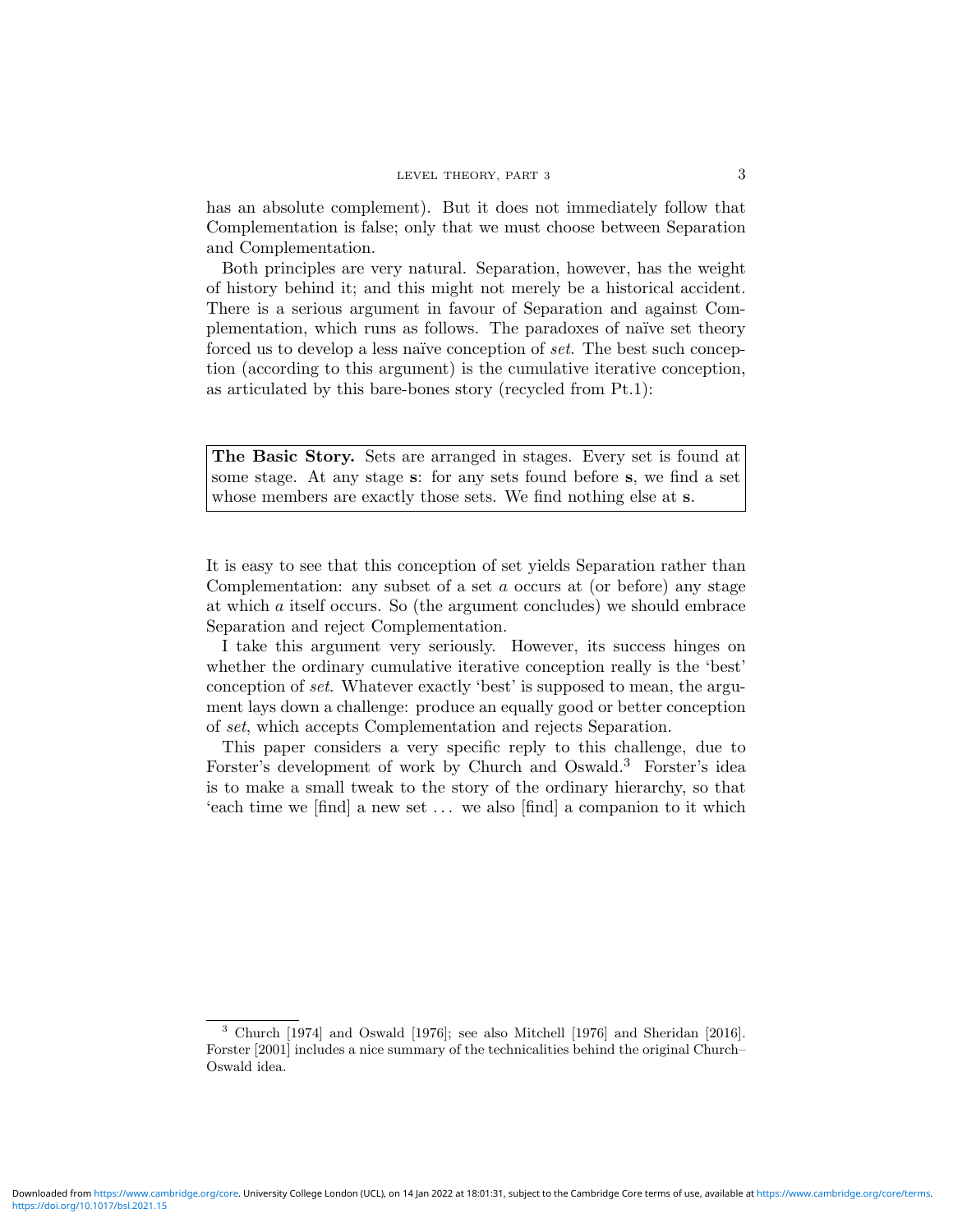has an absolute complement). But it does not immediately follow that Complementation is false; only that we must choose between Separation and Complementation.

Both principles are very natural. Separation, however, has the weight of history behind it; and this might not merely be a historical accident. There is a serious argument in favour of Separation and against Complementation, which runs as follows. The paradoxes of naïve set theory forced us to develop a less naïve conception of *set*. The best such conception (according to this argument) is the cumulative iterative conception, as articulated by this bare-bones story (recycled from Pt.1):

> **The Basic Story.** Sets are arranged in stages. Every set is found at some stage. At any stage **s**: for any sets found before **s**, we find a set whose members are exactly those sets. We find nothing else at **s**.

It is easy to see that this conception of set yields Separation rather than Complementation: any subset of a set $a$ occurs at (or before) any stage at which $a$ itself occurs. So (the argument concludes) we should embrace Separation and reject Complementation.

I take this argument very seriously. However, its success hinges on whether the ordinary cumulative iterative conception really is the 'best' conception of *set*. Whatever exactly 'best' is supposed to mean, the argument lays down a challenge: produce an equally good or better conception of *set*, which accepts Complementation and rejects Separation.

This paper considers a very specific reply to this challenge, due to Forster's development of work by Church and Oswald.[3] Forster's idea is to make a small tweak to the story of the ordinary hierarchy, so that 'each time we [find] a new set ... we also [find] a companion to it which

---

[3] Church [1974] and Oswald [1976]; see also Mitchell [1976] and Sheridan [2016]. Forster [2001] includes a nice summary of the technicalities behind the original Church–Oswald idea.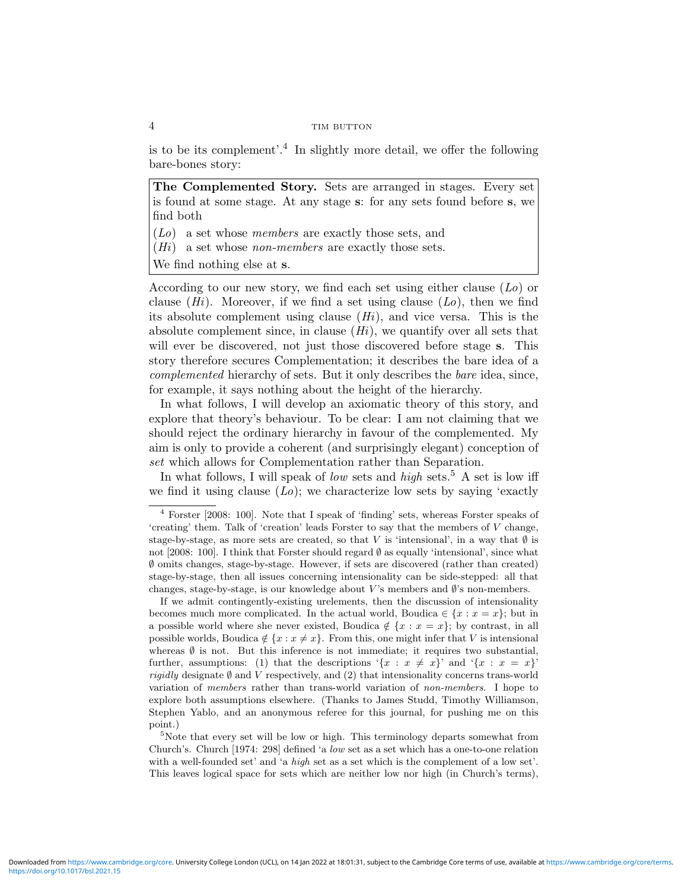is to be its complement'.[4] In slightly more detail, we offer the following bare-bones story:

> **The Complemented Story.** Sets are arranged in stages. Every set is found at some stage. At any stage **s**: for any sets found before **s**, we find both
>
> (*Lo*) a set whose *members* are exactly those sets, and
>
> (*Hi*) a set whose *non-members* are exactly those sets.
>
> We find nothing else at **s**.

According to our new story, we find each set using either clause (*Lo*) or clause (*Hi*). Moreover, if we find a set using clause (*Lo*), then we find its absolute complement using clause (*Hi*), and vice versa. This is the absolute complement since, in clause (*Hi*), we quantify over all sets that will ever be discovered, not just those discovered before stage **s**. This story therefore secures Complementation; it describes the bare idea of a *complemented* hierarchy of sets. But it only describes the *bare* idea, since, for example, it says nothing about the height of the hierarchy.

In what follows, I will develop an axiomatic theory of this story, and explore that theory's behaviour. To be clear: I am not claiming that we should reject the ordinary hierarchy in favour of the complemented. My aim is only to provide a coherent (and surprisingly elegant) conception of *set* which allows for Complementation rather than Separation.

In what follows, I will speak of *low* sets and *high* sets.[5] A set is low iff we find it using clause (*Lo*); we characterize low sets by saying 'exactly

---

[4] Forster [2008: 100]. Note that I speak of 'finding' sets, whereas Forster speaks of 'creating' them. Talk of 'creation' leads Forster to say that the members of $V$ change, stage-by-stage, as more sets are created, so that $V$ is 'intensional', in a way that $\emptyset$ is not [2008: 100]. I think that Forster should regard $\emptyset$ as equally 'intensional', since what $\emptyset$ omits changes, stage-by-stage. However, if sets are discovered (rather than created) stage-by-stage, then all issues concerning intensionality can be side-stepped: all that changes, stage-by-stage, is our knowledge about $V$'s members and $\emptyset$'s non-members.

If we admit contingently-existing urelements, then the discussion of intensionality becomes much more complicated. In the actual world, Boudica $\in \{x : x = x\}$; but in a possible world where she never existed, Boudica $\notin \{x : x = x\}$; by contrast, in all possible worlds, Boudica $\notin \{x : x \neq x\}$. From this, one might infer that $V$ is intensional whereas $\emptyset$ is not. But this inference is not immediate; it requires two substantial, further, assumptions: (1) that the descriptions '$\{x : x \neq x\}$' and '$\{x : x = x\}$' *rigidly* designate $\emptyset$ and $V$ respectively, and (2) that intensionality concerns trans-world variation of *members* rather than trans-world variation of *non-members*. I hope to explore both assumptions elsewhere. (Thanks to James Studd, Timothy Williamson, Stephen Yablo, and an anonymous referee for this journal, for pushing me on this point.)

[5] Note that every set will be low or high. This terminology departs somewhat from Church's. Church [1974: 298] defined 'a *low* set as a set which has a one-to-one relation with a well-founded set' and 'a *high* set as a set which is the complement of a low set'. This leaves logical space for sets which are neither low nor high (in Church's terms),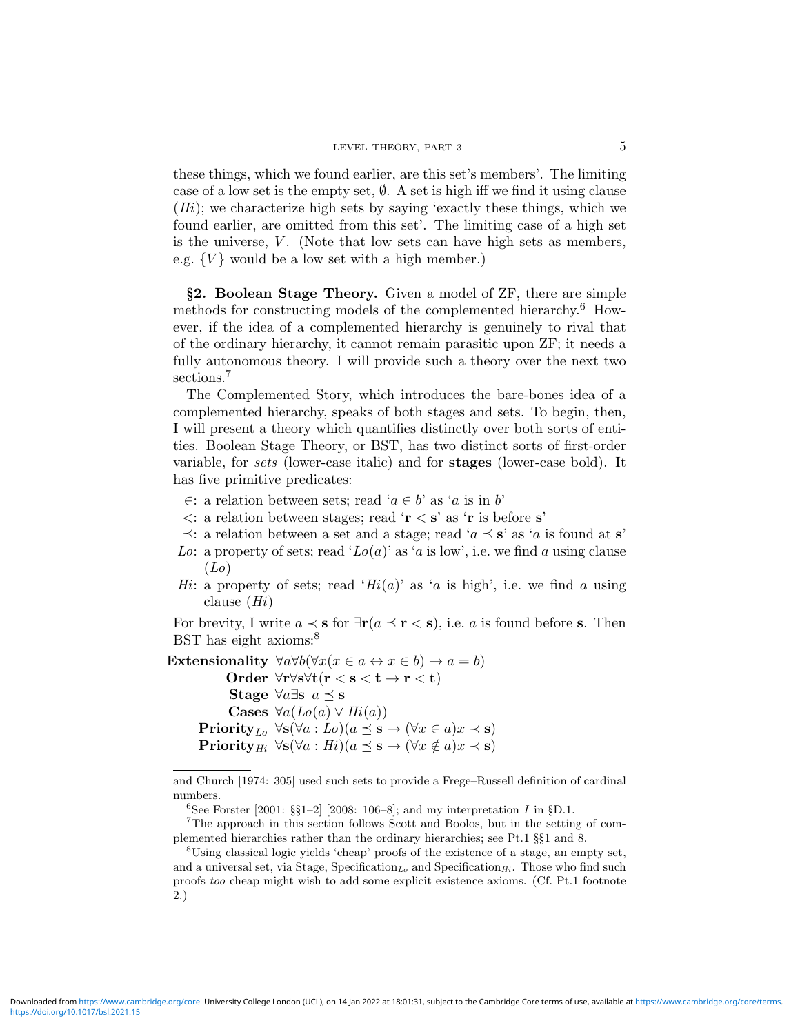these things, which we found earlier, are this set's members'. The limiting case of a low set is the empty set, $\emptyset$. A set is high iff we find it using clause ($Hi$); we characterize high sets by saying 'exactly these things, which we found earlier, are omitted from this set'. The limiting case of a high set is the universe, $V$. (Note that low sets can have high sets as members, e.g. $\{V\}$ would be a low set with a high member.)

**§2. Boolean Stage Theory.** Given a model of ZF, there are simple methods for constructing models of the complemented hierarchy.[6] However, if the idea of a complemented hierarchy is genuinely to rival that of the ordinary hierarchy, it cannot remain parasitic upon ZF; it needs a fully autonomous theory. I will provide such a theory over the next two sections.[7]

The Complemented Story, which introduces the bare-bones idea of a complemented hierarchy, speaks of both stages and sets. To begin, then, I will present a theory which quantifies distinctly over both sorts of entities. Boolean Stage Theory, or BST, has two distinct sorts of first-order variable, for *sets* (lower-case italic) and for **stages** (lower-case bold). It has five primitive predicates:

- $\in$: a relation between sets; read '$a \in b$' as '$a$ is in $b$'
- $<$: a relation between stages; read '$\mathbf{r} < \mathbf{s}$' as '$\mathbf{r}$ is before $\mathbf{s}$'
- $\preceq$: a relation between a set and a stage; read '$a \preceq \mathbf{s}$' as '$a$ is found at $\mathbf{s}$'
- $Lo$: a property of sets; read '$Lo(a)$' as '$a$ is low', i.e. we find $a$ using clause ($Lo$)
- $Hi$: a property of sets; read '$Hi(a)$' as '$a$ is high', i.e. we find $a$ using clause ($Hi$)

For brevity, I write $a \prec \mathbf{s}$ for $\exists \mathbf{r}(a \preceq \mathbf{r} < \mathbf{s})$, i.e. $a$ is found before $\mathbf{s}$. Then BST has eight axioms:[8]

**Extensionality** $\forall a \forall b(\forall x(x \in a \leftrightarrow x \in b) \rightarrow a = b)$

**Order** $\forall \mathbf{r} \forall \mathbf{s} \forall \mathbf{t}(\mathbf{r} < \mathbf{s} < \mathbf{t} \rightarrow \mathbf{r} < \mathbf{t})$

**Stage** $\forall a \exists \mathbf{s}\ a \preceq \mathbf{s}$

**Cases** $\forall a(Lo(a) \vee Hi(a))$

**Priority**$_{Lo}$ $\forall \mathbf{s}(\forall a : Lo)(a \preceq \mathbf{s} \rightarrow (\forall x \in a) x \prec \mathbf{s})$

**Priority**$_{Hi}$ $\forall \mathbf{s}(\forall a : Hi)(a \preceq \mathbf{s} \rightarrow (\forall x \notin a) x \prec \mathbf{s})$

---

and Church [1974: 305] used such sets to provide a Frege–Russell definition of cardinal numbers.

[6] See Forster [2001: §§1–2] [2008: 106–8]; and my interpretation $I$ in §D.1.

[7] The approach in this section follows Scott and Boolos, but in the setting of complemented hierarchies rather than the ordinary hierarchies; see Pt.1 §§1 and 8.

[8] Using classical logic yields 'cheap' proofs of the existence of a stage, an empty set, and a universal set, via Stage, Specification$_{Lo}$ and Specification$_{Hi}$. Those who find such proofs *too* cheap might wish to add some explicit existence axioms. (Cf. Pt.1 footnote 2.)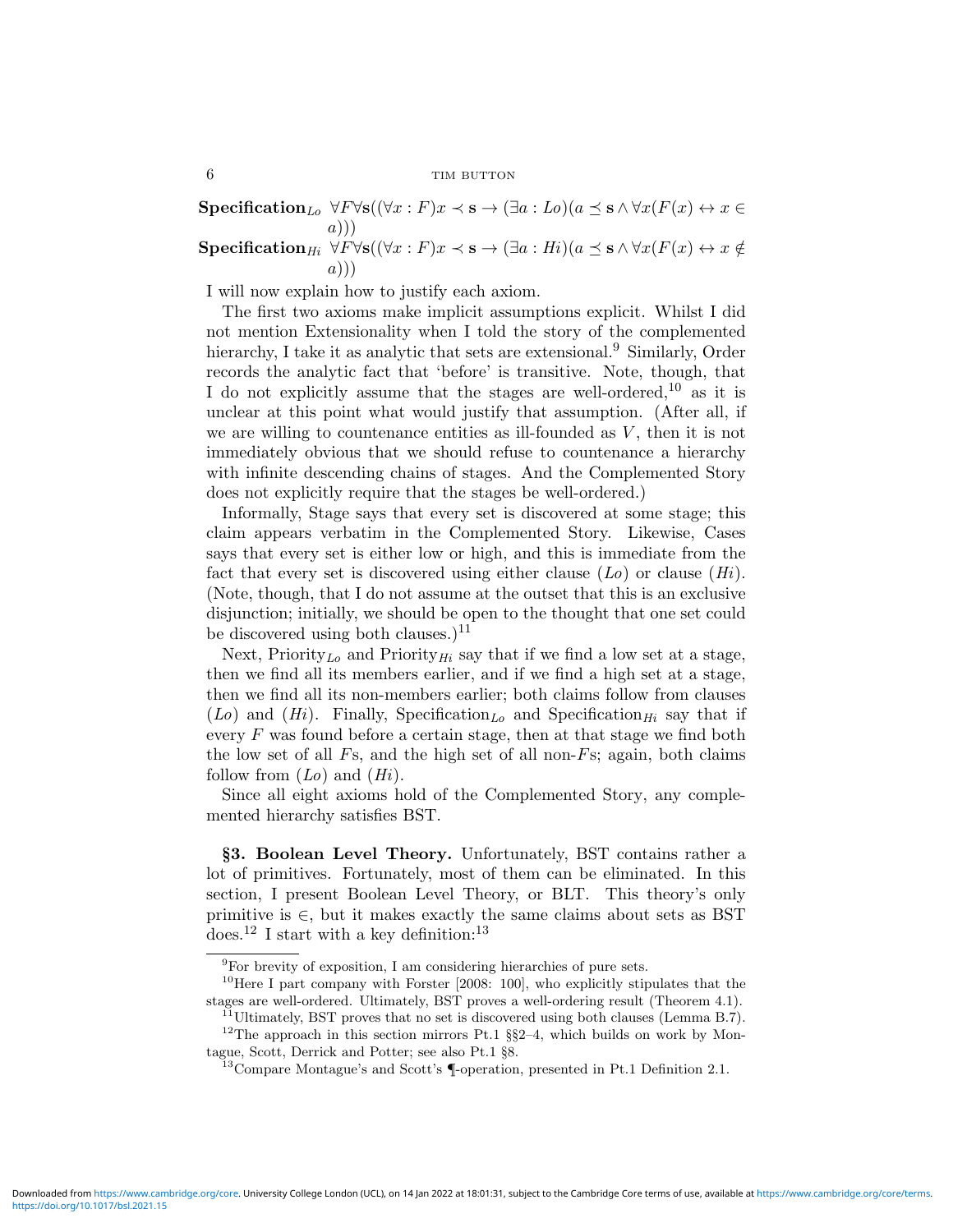**Specification$_{Lo}$** $\forall F \forall \mathbf{s}((\forall x : F)x \prec \mathbf{s} \rightarrow (\exists a : Lo)(a \preceq \mathbf{s} \wedge \forall x(F(x) \leftrightarrow x \in a)))$

**Specification$_{Hi}$** $\forall F \forall \mathbf{s}((\forall x : F)x \prec \mathbf{s} \rightarrow (\exists a : Hi)(a \preceq \mathbf{s} \wedge \forall x(F(x) \leftrightarrow x \notin a)))$

I will now explain how to justify each axiom.

The first two axioms make implicit assumptions explicit. Whilst I did not mention Extensionality when I told the story of the complemented hierarchy, I take it as analytic that sets are extensional.[9] Similarly, Order records the analytic fact that 'before' is transitive. Note, though, that I do not explicitly assume that the stages are well-ordered,[10] as it is unclear at this point what would justify that assumption. (After all, if we are willing to countenance entities as ill-founded as $V$, then it is not immediately obvious that we should refuse to countenance a hierarchy with infinite descending chains of stages. And the Complemented Story does not explicitly require that the stages be well-ordered.)

Informally, Stage says that every set is discovered at some stage; this claim appears verbatim in the Complemented Story. Likewise, Cases says that every set is either low or high, and this is immediate from the fact that every set is discovered using either clause ($Lo$) or clause ($Hi$). (Note, though, that I do not assume at the outset that this is an exclusive disjunction; initially, we should be open to the thought that one set could be discovered using both clauses.)[11]

Next, Priority$_{Lo}$ and Priority$_{Hi}$ say that if we find a low set at a stage, then we find all its members earlier, and if we find a high set at a stage, then we find all its non-members earlier; both claims follow from clauses ($Lo$) and ($Hi$). Finally, Specification$_{Lo}$ and Specification$_{Hi}$ say that if every $F$ was found before a certain stage, then at that stage we find both the low set of all $F$s, and the high set of all non-$F$s; again, both claims follow from ($Lo$) and ($Hi$).

Since all eight axioms hold of the Complemented Story, any complemented hierarchy satisfies BST.

**§3. Boolean Level Theory.** Unfortunately, BST contains rather a lot of primitives. Fortunately, most of them can be eliminated. In this section, I present Boolean Level Theory, or BLT. This theory's only primitive is $\in$, but it makes exactly the same claims about sets as BST does.[12] I start with a key definition:[13]

---

[9] For brevity of exposition, I am considering hierarchies of pure sets.

[10] Here I part company with Forster [2008: 100], who explicitly stipulates that the stages are well-ordered. Ultimately, BST proves a well-ordering result (Theorem 4.1).

[11] Ultimately, BST proves that no set is discovered using both clauses (Lemma B.7).

[12] The approach in this section mirrors Pt.1 §§2–4, which builds on work by Montague, Scott, Derrick and Potter; see also Pt.1 §8.

[13] Compare Montague's and Scott's ¶-operation, presented in Pt.1 Definition 2.1.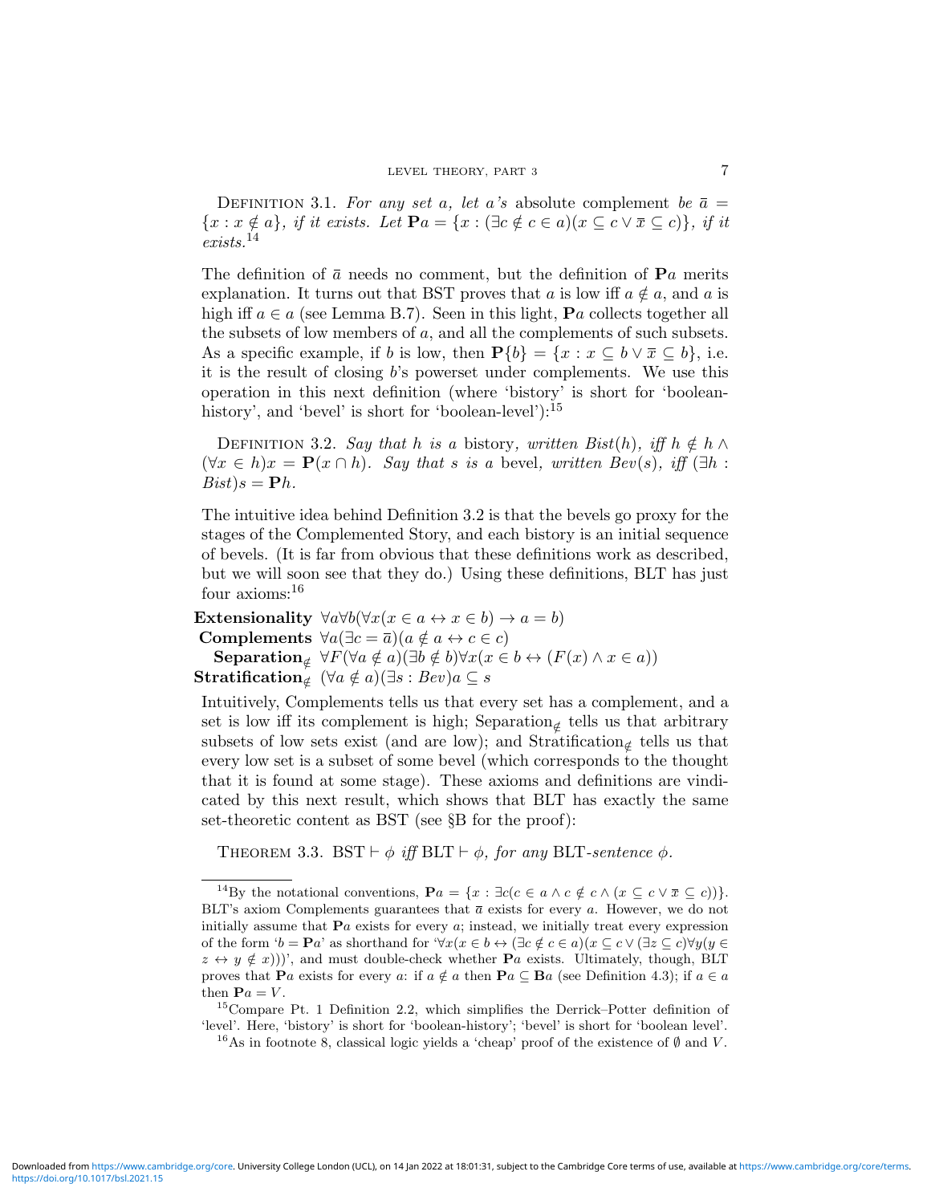Definition 3.1. *For any set $a$, let $a$'s* absolute complement *be $\bar{a} = \{x : x \notin a\}$, if it exists. Let $\mathbf{P}a = \{x : (\exists c \notin c \in a)(x \subseteq c \vee \bar{x} \subseteq c)\}$, if it exists.*[14]

The definition of $\bar{a}$ needs no comment, but the definition of $\mathbf{P}a$ merits explanation. It turns out that BST proves that $a$ is low iff $a \notin a$, and $a$ is high iff $a \in a$ (see Lemma B.7). Seen in this light, $\mathbf{P}a$ collects together all the subsets of low members of $a$, and all the complements of such subsets. As a specific example, if $b$ is low, then $\mathbf{P}\{b\} = \{x : x \subseteq b \vee \bar{x} \subseteq b\}$, i.e. it is the result of closing $b$'s powerset under complements. We use this operation in this next definition (where 'bistory' is short for 'boolean-history', and 'bevel' is short for 'boolean-level'):[15]

Definition 3.2. *Say that $h$ is a* bistory*, written $Bist(h)$, iff $h \notin h \wedge (\forall x \in h)x = \mathbf{P}(x \cap h)$. Say that $s$ is a* bevel*, written $Bev(s)$, iff $(\exists h : Bist)s = \mathbf{P}h$.*

The intuitive idea behind Definition 3.2 is that the bevels go proxy for the stages of the Complemented Story, and each bistory is an initial sequence of bevels. (It is far from obvious that these definitions work as described, but we will soon see that they do.) Using these definitions, BLT has just four axioms:[16]

**Extensionality** $\forall a \forall b(\forall x(x \in a \leftrightarrow x \in b) \rightarrow a = b)$

**Complements** $\forall a(\exists c = \bar{a})(a \notin a \leftrightarrow c \in c)$

**Separation$_{\notin}$** $\forall F(\forall a \notin a)(\exists b \notin b)\forall x(x \in b \leftrightarrow (F(x) \wedge x \in a))$

**Stratification$_{\notin}$** $(\forall a \notin a)(\exists s : Bev)a \subseteq s$

Intuitively, Complements tells us that every set has a complement, and a set is low iff its complement is high; Separation$_{\notin}$ tells us that arbitrary subsets of low sets exist (and are low); and Stratification$_{\notin}$ tells us that every low set is a subset of some bevel (which corresponds to the thought that it is found at some stage). These axioms and definitions are vindicated by this next result, which shows that BLT has exactly the same set-theoretic content as BST (see §B for the proof):

Theorem 3.3. BST $\vdash \phi$ *iff* BLT $\vdash \phi$*, for any* BLT*-sentence $\phi$.*

---

[14] By the notational conventions, $\mathbf{P}a = \{x : \exists c(c \in a \wedge c \notin c \wedge (x \subseteq c \vee \bar{x} \subseteq c))\}$. BLT's axiom Complements guarantees that $\bar{a}$ exists for every $a$. However, we do not initially assume that $\mathbf{P}a$ exists for every $a$; instead, we initially treat every expression of the form '$b = \mathbf{P}a$' as shorthand for '$\forall x(x \in b \leftrightarrow (\exists c \notin c \in a)(x \subseteq c \vee (\exists z \subseteq c)\forall y(y \in z \leftrightarrow y \notin x)))$', and must double-check whether $\mathbf{P}a$ exists. Ultimately, though, BLT proves that $\mathbf{P}a$ exists for every $a$: if $a \notin a$ then $\mathbf{P}a \subseteq \mathbf{B}a$ (see Definition 4.3); if $a \in a$ then $\mathbf{P}a = V$.

[15] Compare Pt. 1 Definition 2.2, which simplifies the Derrick–Potter definition of 'level'. Here, 'bistory' is short for 'boolean-history'; 'bevel' is short for 'boolean level'.

[16] As in footnote 8, classical logic yields a 'cheap' proof of the existence of $\emptyset$ and $V$.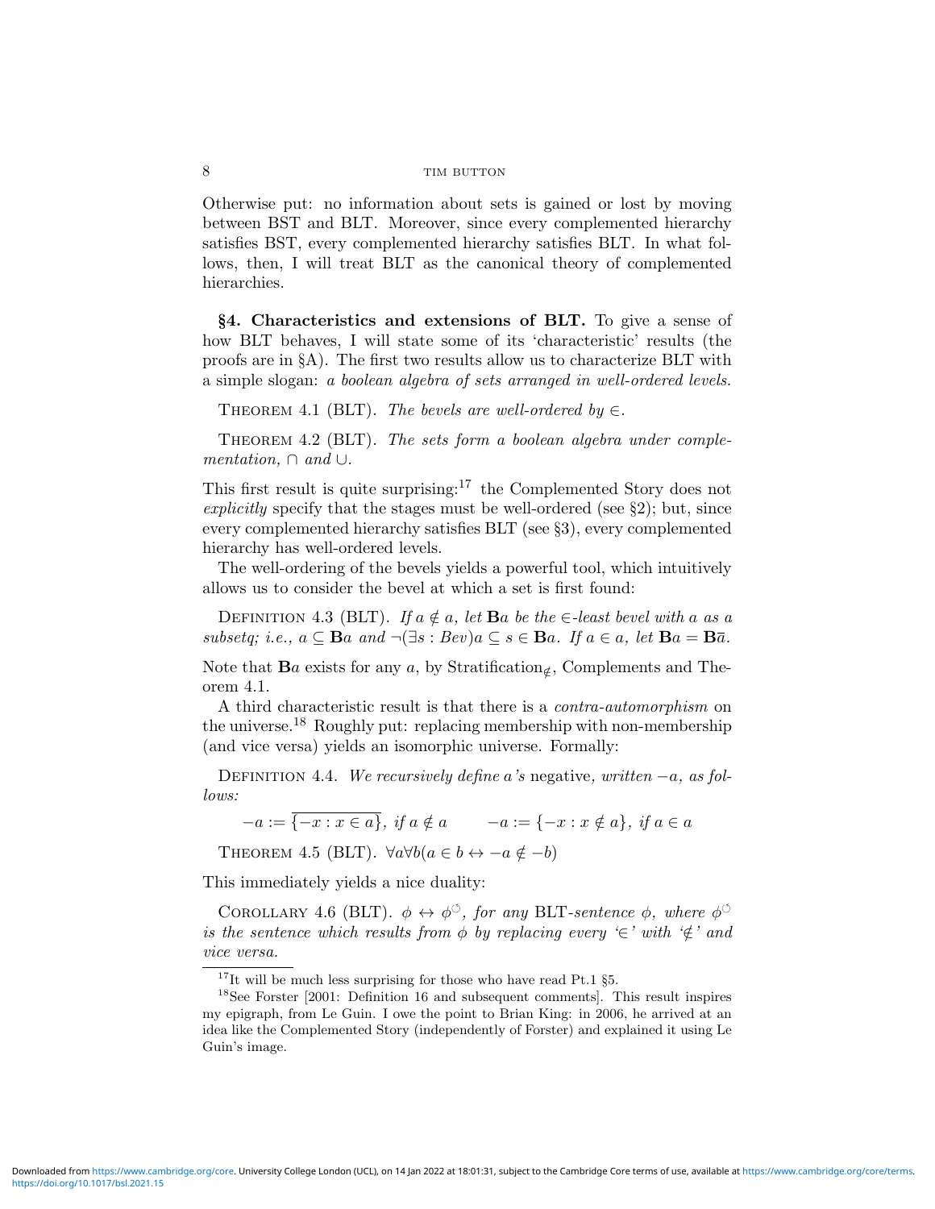Otherwise put: no information about sets is gained or lost by moving between BST and BLT. Moreover, since every complemented hierarchy satisfies BST, every complemented hierarchy satisfies BLT. In what follows, then, I will treat BLT as the canonical theory of complemented hierarchies.

**§4. Characteristics and extensions of BLT.** To give a sense of how BLT behaves, I will state some of its 'characteristic' results (the proofs are in §A). The first two results allow us to characterize BLT with a simple slogan: *a boolean algebra of sets arranged in well-ordered levels.*

Theorem 4.1 (BLT). *The bevels are well-ordered by $\in$.*

Theorem 4.2 (BLT). *The sets form a boolean algebra under complementation, $\cap$ and $\cup$.*

This first result is quite surprising:[17] the Complemented Story does not *explicitly* specify that the stages must be well-ordered (see §2); but, since every complemented hierarchy satisfies BLT (see §3), every complemented hierarchy has well-ordered levels.

The well-ordering of the bevels yields a powerful tool, which intuitively allows us to consider the bevel at which a set is first found:

Definition 4.3 (BLT). *If $a \notin a$, let $\mathbf{B}a$ be the $\in$-least bevel with $a$ as a subsetq; i.e., $a \subseteq \mathbf{B}a$ and $\neg(\exists s : Bev) a \subseteq s \in \mathbf{B}a$. If $a \in a$, let $\mathbf{B}a = \mathbf{B}\overline{a}$.*

Note that $\mathbf{B}a$ exists for any $a$, by Stratification$_{\notin}$, Complements and Theorem 4.1.

A third characteristic result is that there is a *contra-automorphism* on the universe.[18] Roughly put: replacing membership with non-membership (and vice versa) yields an isomorphic universe. Formally:

Definition 4.4. *We recursively define $a$'s* negative*, written $-a$, as follows:*

$$-a := \overline{\{-x : x \in a\}},\ \text{if } a \notin a \qquad -a := \{-x : x \notin a\},\ \text{if } a \in a$$

Theorem 4.5 (BLT). $\forall a \forall b(a \in b \leftrightarrow -a \notin -b)$

This immediately yields a nice duality:

Corollary 4.6 (BLT). *$\phi \leftrightarrow \phi^{\circlearrowleft}$, for any BLT-sentence $\phi$, where $\phi^{\circlearrowleft}$ is the sentence which results from $\phi$ by replacing every '$\in$' with '$\notin$' and vice versa.*

---

[17] It will be much less surprising for those who have read Pt.1 §5.

[18] See Forster [2001: Definition 16 and subsequent comments]. This result inspires my epigraph, from Le Guin. I owe the point to Brian King: in 2006, he arrived at an idea like the Complemented Story (independently of Forster) and explained it using Le Guin's image.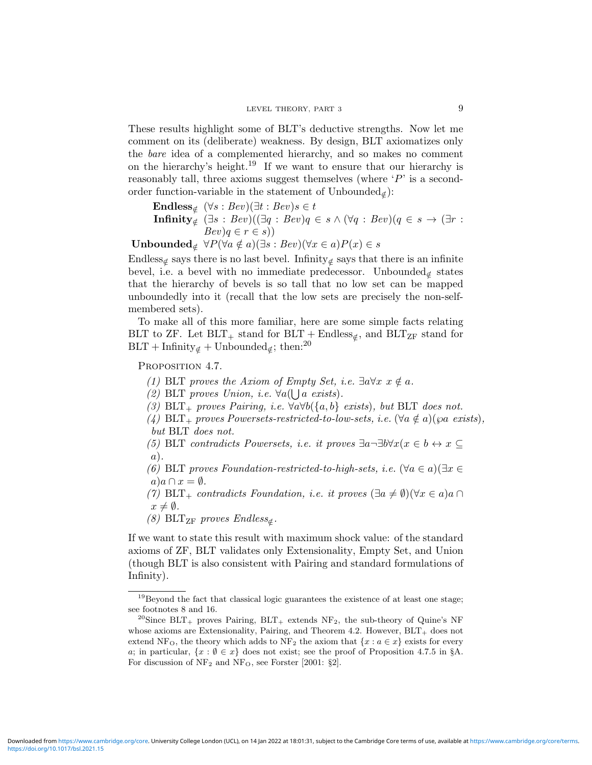These results highlight some of BLT's deductive strengths. Now let me comment on its (deliberate) weakness. By design, BLT axiomatizes only the *bare* idea of a complemented hierarchy, and so makes no comment on the hierarchy's height.[19] If we want to ensure that our hierarchy is reasonably tall, three axioms suggest themselves (where '$P$' is a second-order function-variable in the statement of $\text{Unbounded}_{\notin}$):

**$\text{Endless}_{\notin}$** $(\forall s : Bev)(\exists t : Bev) s \in t$

**$\text{Infinity}_{\notin}$** $(\exists s : Bev)((\exists q : Bev) q \in s \wedge (\forall q : Bev)(q \in s \rightarrow (\exists r : Bev) q \in r \in s))$

**$\text{Unbounded}_{\notin}$** $\forall P (\forall a \notin a)(\exists s : Bev)(\forall x \in a) P(x) \in s$

$\text{Endless}_{\notin}$ says there is no last bevel. $\text{Infinity}_{\notin}$ says that there is an infinite bevel, i.e. a bevel with no immediate predecessor. $\text{Unbounded}_{\notin}$ states that the hierarchy of bevels is so tall that no low set can be mapped unboundedly into it (recall that the low sets are precisely the non-self-membered sets).

To make all of this more familiar, here are some simple facts relating BLT to ZF. Let $\text{BLT}_+$ stand for $\text{BLT} + \text{Endless}_{\notin}$, and $\text{BLT}_{\text{ZF}}$ stand for $\text{BLT} + \text{Infinity}_{\notin} + \text{Unbounded}_{\notin}$; then:[20]

Proposition 4.7.

(1) BLT *proves the Axiom of Empty Set, i.e.* $\exists a \forall x\ x \notin a$.

(2) BLT *proves Union, i.e.* $\forall a (\bigcup a$ *exists*$)$.

(3) $\text{BLT}_+$ *proves Pairing, i.e.* $\forall a \forall b (\{a, b\}$ *exists*$)$, *but* BLT *does not.*

(4) $\text{BLT}_+$ *proves Powersets-restricted-to-low-sets, i.e.* $(\forall a \notin a)(\wp a$ *exists*$)$, *but* BLT *does not.*

(5) BLT *contradicts Powersets, i.e. it proves* $\exists a \neg \exists b \forall x (x \in b \leftrightarrow x \subseteq a)$.

(6) BLT *proves Foundation-restricted-to-high-sets, i.e.* $(\forall a \in a)(\exists x \in a) a \cap x = \emptyset$.

(7) $\text{BLT}_+$ *contradicts Foundation, i.e. it proves* $(\exists a \neq \emptyset)(\forall x \in a) a \cap x \neq \emptyset$.

(8) $\text{BLT}_{\text{ZF}}$ *proves* $\text{Endless}_{\notin}$.

If we want to state this result with maximum shock value: of the standard axioms of ZF, BLT validates only Extensionality, Empty Set, and Union (though BLT is also consistent with Pairing and standard formulations of Infinity).

---

[19] Beyond the fact that classical logic guarantees the existence of at least one stage; see footnotes 8 and 16.

[20] Since $\text{BLT}_+$ proves Pairing, $\text{BLT}_+$ extends $\text{NF}_2$, the sub-theory of Quine's NF whose axioms are Extensionality, Pairing, and Theorem 4.2. However, $\text{BLT}_+$ does not extend $\text{NF}_\text{O}$, the theory which adds to $\text{NF}_2$ the axiom that $\{x : a \in x\}$ exists for every $a$; in particular, $\{x : \emptyset \in x\}$ does not exist; see the proof of Proposition 4.7.5 in §A. For discussion of $\text{NF}_2$ and $\text{NF}_\text{O}$, see Forster [2001: §2].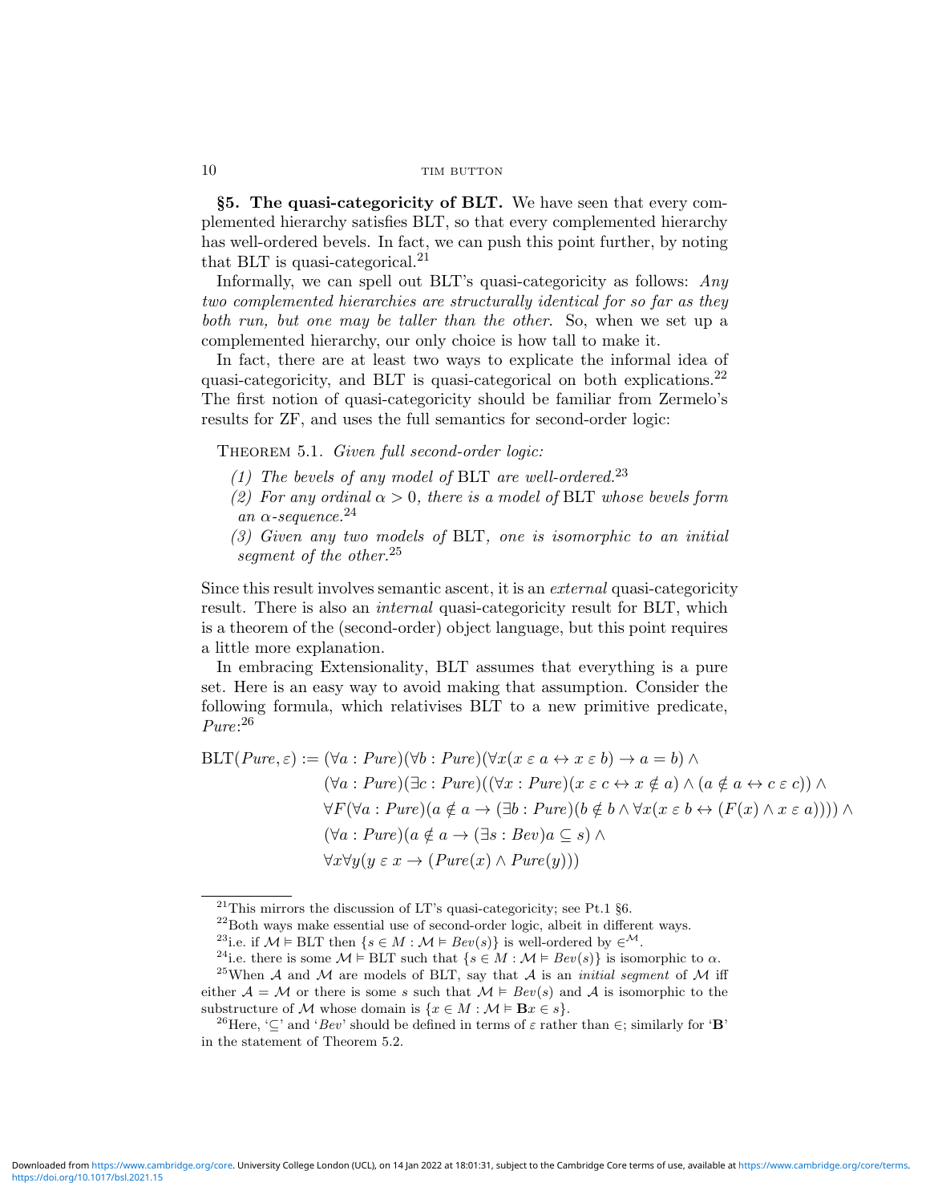**§5. The quasi-categoricity of BLT.** We have seen that every complemented hierarchy satisfies BLT, so that every complemented hierarchy has well-ordered bevels. In fact, we can push this point further, by noting that BLT is quasi-categorical.[21]

Informally, we can spell out BLT's quasi-categoricity as follows: *Any two complemented hierarchies are structurally identical for so far as they both run, but one may be taller than the other.* So, when we set up a complemented hierarchy, our only choice is how tall to make it.

In fact, there are at least two ways to explicate the informal idea of quasi-categoricity, and BLT is quasi-categorical on both explications.[22] The first notion of quasi-categoricity should be familiar from Zermelo's results for ZF, and uses the full semantics for second-order logic:

Theorem 5.1. *Given full second-order logic:*

*(1) The bevels of any model of* BLT *are well-ordered.*[23]
*(2) For any ordinal $\alpha > 0$, there is a model of* BLT *whose bevels form an $\alpha$-sequence.*[24]
*(3) Given any two models of* BLT*, one is isomorphic to an initial segment of the other.*[25]

Since this result involves semantic ascent, it is an *external* quasi-categoricity result. There is also an *internal* quasi-categoricity result for BLT, which is a theorem of the (second-order) object language, but this point requires a little more explanation.

In embracing Extensionality, BLT assumes that everything is a pure set. Here is an easy way to avoid making that assumption. Consider the following formula, which relativises BLT to a new primitive predicate, *Pure*:[26]

$$
\begin{aligned}
\text{BLT}(\mathit{Pure}, \varepsilon) := \;& (\forall a : \mathit{Pure})(\forall b : \mathit{Pure})(\forall x(x \mathrel{\varepsilon} a \leftrightarrow x \mathrel{\varepsilon} b) \rightarrow a = b) \land \\
& (\forall a : \mathit{Pure})(\exists c : \mathit{Pure})((\forall x : \mathit{Pure})(x \mathrel{\varepsilon} c \leftrightarrow x \notin a) \land (a \notin a \leftrightarrow c \mathrel{\varepsilon} c)) \land \\
& \forall F(\forall a : \mathit{Pure})(a \notin a \rightarrow (\exists b : \mathit{Pure})(b \notin b \land \forall x(x \mathrel{\varepsilon} b \leftrightarrow (F(x) \land x \mathrel{\varepsilon} a)))) \land \\
& (\forall a : \mathit{Pure})(a \notin a \rightarrow (\exists s : \mathit{Bev}) a \subseteq s) \land \\
& \forall x \forall y(y \mathrel{\varepsilon} x \rightarrow (\mathit{Pure}(x) \land \mathit{Pure}(y)))
\end{aligned}
$$

---

[21] This mirrors the discussion of LT's quasi-categoricity; see Pt.1 §6.

[22] Both ways make essential use of second-order logic, albeit in different ways.

[23] i.e. if $\mathcal{M} \vDash \text{BLT}$ then $\{s \in M : \mathcal{M} \vDash \mathit{Bev}(s)\}$ is well-ordered by $\in^{\mathcal{M}}$.

[24] i.e. there is some $\mathcal{M} \vDash \text{BLT}$ such that $\{s \in M : \mathcal{M} \vDash \mathit{Bev}(s)\}$ is isomorphic to $\alpha$.

[25] When $\mathcal{A}$ and $\mathcal{M}$ are models of BLT, say that $\mathcal{A}$ is an *initial segment* of $\mathcal{M}$ iff either $\mathcal{A} = \mathcal{M}$ or there is some $s$ such that $\mathcal{M} \vDash \mathit{Bev}(s)$ and $\mathcal{A}$ is isomorphic to the substructure of $\mathcal{M}$ whose domain is $\{x \in M : \mathcal{M} \vDash \mathbf{B}x \in s\}$.

[26] Here, '$\subseteq$' and '$\mathit{Bev}$' should be defined in terms of $\varepsilon$ rather than $\in$; similarly for '$\mathbf{B}$' in the statement of Theorem 5.2.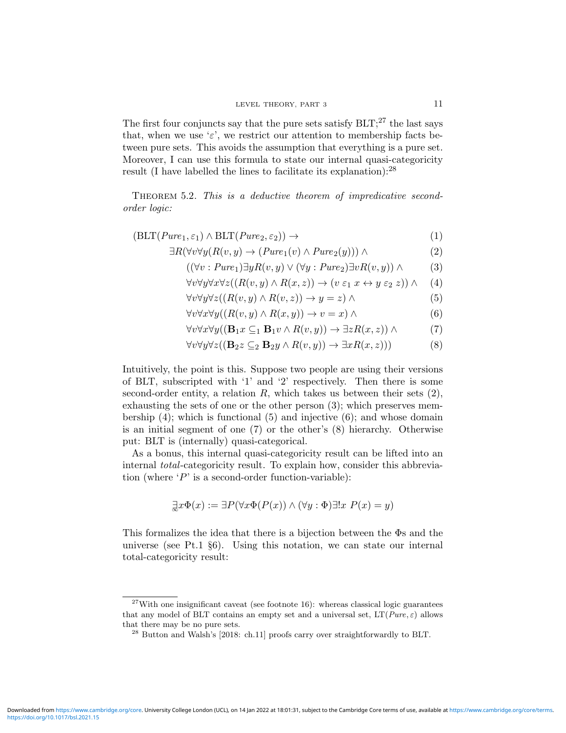The first four conjuncts say that the pure sets satisfy BLT;[27] the last says that, when we use '$\varepsilon$', we restrict our attention to membership facts between pure sets. This avoids the assumption that everything is a pure set. Moreover, I can use this formula to state our internal quasi-categoricity result (I have labelled the lines to facilitate its explanation):[28]

Theorem 5.2. *This is a deductive theorem of impredicative second-order logic:*

$$
\begin{aligned}
&(\mathrm{BLT}(Pure_1, \varepsilon_1) \land \mathrm{BLT}(Pure_2, \varepsilon_2)) \rightarrow && (1)\\
&\quad \exists R(\forall v \forall y(R(v,y) \rightarrow (Pure_1(v) \land Pure_2(y))) \land && (2)\\
&\qquad ((\forall v : Pure_1)\exists y R(v,y) \lor (\forall y : Pure_2)\exists v R(v,y)) \land && (3)\\
&\qquad \forall v \forall y \forall x \forall z((R(v,y) \land R(x,z)) \rightarrow (v \ \varepsilon_1 \ x \leftrightarrow y \ \varepsilon_2 \ z)) \land && (4)\\
&\qquad \forall v \forall y \forall z((R(v,y) \land R(v,z)) \rightarrow y = z) \land && (5)\\
&\qquad \forall v \forall x \forall y((R(v,y) \land R(x,y)) \rightarrow v = x) \land && (6)\\
&\qquad \forall v \forall x \forall y((\mathbf{B}_1 x \subseteq_1 \mathbf{B}_1 v \land R(v,y)) \rightarrow \exists z R(x,z)) \land && (7)\\
&\qquad \forall v \forall y \forall z((\mathbf{B}_2 z \subseteq_2 \mathbf{B}_2 y \land R(v,y)) \rightarrow \exists x R(x,z))) && (8)
\end{aligned}
$$

Intuitively, the point is this. Suppose two people are using their versions of BLT, subscripted with '1' and '2' respectively. Then there is some second-order entity, a relation $R$, which takes us between their sets (2), exhausting the sets of one or the other person (3); which preserves membership (4); which is functional (5) and injective (6); and whose domain is an initial segment of one (7) or the other's (8) hierarchy. Otherwise put: BLT is (internally) quasi-categorical.

As a bonus, this internal quasi-categoricity result can be lifted into an internal *total*-categoricity result. To explain how, consider this abbreviation (where '$P$' is a second-order function-variable):

$$\underset{\infty}{\exists} x \Phi(x) := \exists P(\forall x \Phi(P(x)) \land (\forall y : \Phi)\exists! x \ P(x) = y)$$

This formalizes the idea that there is a bijection between the $\Phi$s and the universe (see Pt.1 §6). Using this notation, we can state our internal total-categoricity result:

---

[27] With one insignificant caveat (see footnote 16): whereas classical logic guarantees that any model of BLT contains an empty set and a universal set, LT($Pure, \varepsilon$) allows that there may be no pure sets.

[28] Button and Walsh's [2018: ch.11] proofs carry over straightforwardly to BLT.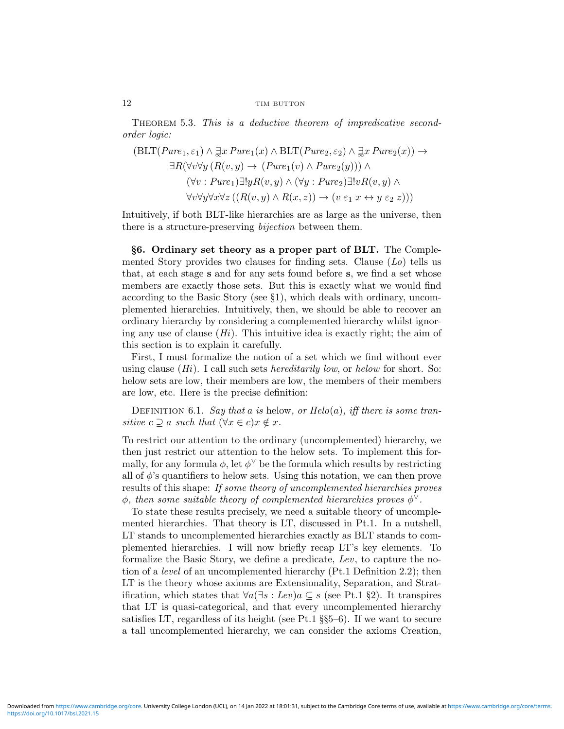Theorem 5.3. *This is a deductive theorem of impredicative second-order logic:*

$$
\begin{aligned}
&(\mathrm{BLT}(\mathit{Pure}_1, \varepsilon_1) \wedge \underset{\infty}{\exists} x\, \mathit{Pure}_1(x) \wedge \mathrm{BLT}(\mathit{Pure}_2, \varepsilon_2) \wedge \underset{\infty}{\exists} x\, \mathit{Pure}_2(x)) \rightarrow \\
&\qquad \exists R (\forall v \forall y\, (R(v,y) \rightarrow (\mathit{Pure}_1(v) \wedge \mathit{Pure}_2(y))) \wedge \\
&\qquad\qquad (\forall v : \mathit{Pure}_1) \exists ! y R(v,y) \wedge (\forall y : \mathit{Pure}_2) \exists ! v R(v,y) \wedge \\
&\qquad\qquad \forall v \forall y \forall x \forall z\, ((R(v,y) \wedge R(x,z)) \rightarrow (v \mathrel{\varepsilon_1} x \leftrightarrow y \mathrel{\varepsilon_2} z)))
\end{aligned}
$$

Intuitively, if both BLT-like hierarchies are as large as the universe, then there is a structure-preserving *bijection* between them.

**§6. Ordinary set theory as a proper part of BLT.** The Complemented Story provides two clauses for finding sets. Clause (*Lo*) tells us that, at each stage **s** and for any sets found before **s**, we find a set whose members are exactly those sets. But this is exactly what we would find according to the Basic Story (see §1), which deals with ordinary, uncomplemented hierarchies. Intuitively, then, we should be able to recover an ordinary hierarchy by considering a complemented hierarchy whilst ignoring any use of clause (*Hi*). This intuitive idea is exactly right; the aim of this section is to explain it carefully.

First, I must formalize the notion of a set which we find without ever using clause (*Hi*). I call such sets *hereditarily low*, or *helow* for short. So: helow sets are low, their members are low, the members of their members are low, etc. Here is the precise definition:

Definition 6.1. *Say that $a$ is* helow*, or $\mathit{Helo}(a)$, iff there is some transitive $c \supseteq a$ such that $(\forall x \in c) x \notin x$.*

To restrict our attention to the ordinary (uncomplemented) hierarchy, we then just restrict our attention to the helow sets. To implement this formally, for any formula $\phi$, let $\phi^{\triangledown}$ be the formula which results by restricting all of $\phi$'s quantifiers to helow sets. Using this notation, we can then prove results of this shape: *If some theory of uncomplemented hierarchies proves $\phi$, then some suitable theory of complemented hierarchies proves $\phi^{\triangledown}$.*

To state these results precisely, we need a suitable theory of uncomplemented hierarchies. That theory is LT, discussed in Pt.1. In a nutshell, LT stands to uncomplemented hierarchies exactly as BLT stands to complemented hierarchies. I will now briefly recap LT's key elements. To formalize the Basic Story, we define a predicate, *Lev*, to capture the notion of a *level* of an uncomplemented hierarchy (Pt.1 Definition 2.2); then LT is the theory whose axioms are Extensionality, Separation, and Stratification, which states that $\forall a (\exists s : \mathit{Lev}) a \subseteq s$ (see Pt.1 §2). It transpires that LT is quasi-categorical, and that every uncomplemented hierarchy satisfies LT, regardless of its height (see Pt.1 §§5–6). If we want to secure a tall uncomplemented hierarchy, we can consider the axioms Creation,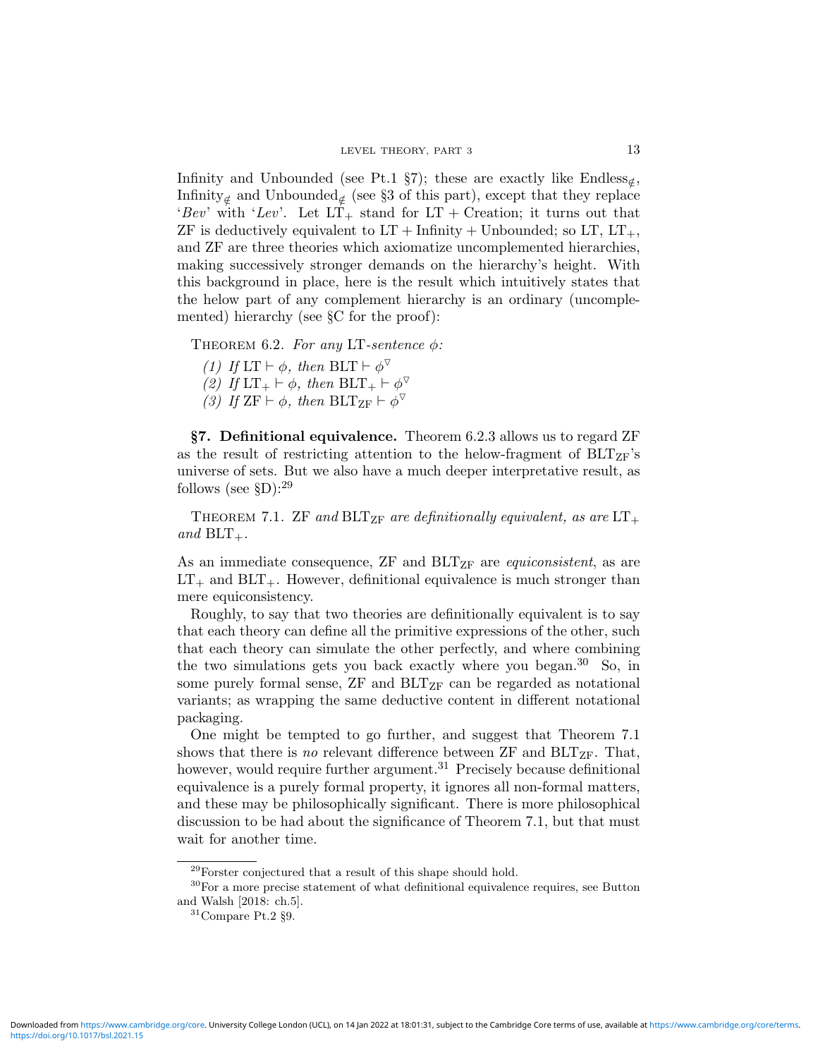Infinity and Unbounded (see Pt.1 §7); these are exactly like Endless$_{\notin}$, Infinity$_{\notin}$ and Unbounded$_{\notin}$ (see §3 of this part), except that they replace '*Bev*' with '*Lev*'. Let $\text{LT}_+$ stand for LT + Creation; it turns out that ZF is deductively equivalent to LT + Infinity + Unbounded; so LT, $\text{LT}_+$, and ZF are three theories which axiomatize uncomplemented hierarchies, making successively stronger demands on the hierarchy's height. With this background in place, here is the result which intuitively states that the helow part of any complement hierarchy is an ordinary (uncomplemented) hierarchy (see §C for the proof):

THEOREM 6.2. *For any* LT*-sentence* $\phi$*:*

*(1) If* $\text{LT} \vdash \phi$*, then* $\text{BLT} \vdash \phi^{\triangledown}$
*(2) If* $\text{LT}_+ \vdash \phi$*, then* $\text{BLT}_+ \vdash \phi^{\triangledown}$
*(3) If* $\text{ZF} \vdash \phi$*, then* $\text{BLT}_{\text{ZF}} \vdash \phi^{\triangledown}$

**§7. Definitional equivalence.** Theorem 6.2.3 allows us to regard ZF as the result of restricting attention to the helow-fragment of $\text{BLT}_{\text{ZF}}$'s universe of sets. But we also have a much deeper interpretative result, as follows (see §D):[29]

THEOREM 7.1. ZF *and* $\text{BLT}_{\text{ZF}}$ *are definitionally equivalent, as are* $\text{LT}_+$ *and* $\text{BLT}_+$.

As an immediate consequence, ZF and $\text{BLT}_{\text{ZF}}$ are *equiconsistent*, as are $\text{LT}_+$ and $\text{BLT}_+$. However, definitional equivalence is much stronger than mere equiconsistency.

Roughly, to say that two theories are definitionally equivalent is to say that each theory can define all the primitive expressions of the other, such that each theory can simulate the other perfectly, and where combining the two simulations gets you back exactly where you began.[30] So, in some purely formal sense, ZF and $\text{BLT}_{\text{ZF}}$ can be regarded as notational variants; as wrapping the same deductive content in different notational packaging.

One might be tempted to go further, and suggest that Theorem 7.1 shows that there is *no* relevant difference between ZF and $\text{BLT}_{\text{ZF}}$. That, however, would require further argument.[31] Precisely because definitional equivalence is a purely formal property, it ignores all non-formal matters, and these may be philosophically significant. There is more philosophical discussion to be had about the significance of Theorem 7.1, but that must wait for another time.

---

[29] Forster conjectured that a result of this shape should hold.

[30] For a more precise statement of what definitional equivalence requires, see Button and Walsh [2018: ch.5].

[31] Compare Pt.2 §9.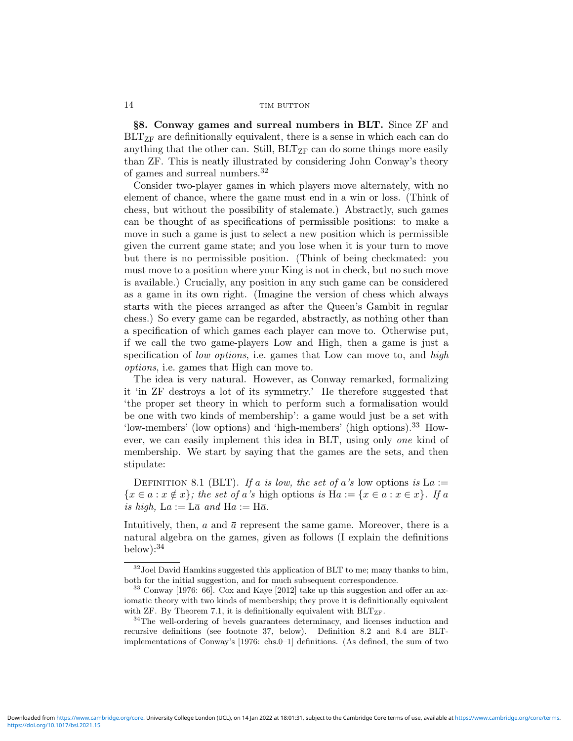**§8. Conway games and surreal numbers in BLT.** Since ZF and $\text{BLT}_{\text{ZF}}$ are definitionally equivalent, there is a sense in which each can do anything that the other can. Still, $\text{BLT}_{\text{ZF}}$ can do some things more easily than ZF. This is neatly illustrated by considering John Conway's theory of games and surreal numbers.[32]

Consider two-player games in which players move alternately, with no element of chance, where the game must end in a win or loss. (Think of chess, but without the possibility of stalemate.) Abstractly, such games can be thought of as specifications of permissible positions: to make a move in such a game is just to select a new position which is permissible given the current game state; and you lose when it is your turn to move but there is no permissible position. (Think of being checkmated: you must move to a position where your King is not in check, but no such move is available.) Crucially, any position in any such game can be considered as a game in its own right. (Imagine the version of chess which always starts with the pieces arranged as after the Queen's Gambit in regular chess.) So every game can be regarded, abstractly, as nothing other than a specification of which games each player can move to. Otherwise put, if we call the two game-players Low and High, then a game is just a specification of *low options*, i.e. games that Low can move to, and *high options*, i.e. games that High can move to.

The idea is very natural. However, as Conway remarked, formalizing it 'in ZF destroys a lot of its symmetry.' He therefore suggested that 'the proper set theory in which to perform such a formalisation would be one with two kinds of membership': a game would just be a set with 'low-members' (low options) and 'high-members' (high options).[33] However, we can easily implement this idea in BLT, using only *one* kind of membership. We start by saying that the games are the sets, and then stipulate:

Definition 8.1 (BLT). *If $a$ is low, the set of $a$'s* low options *is* $\mathrm{L}a := \{x \in a : x \notin x\}$*; the set of $a$'s* high options *is* $\mathrm{H}a := \{x \in a : x \in x\}$*. If $a$ is high,* $\mathrm{L}a := \mathrm{L}\overline{a}$ *and* $\mathrm{H}a := \mathrm{H}\overline{a}$*.*

Intuitively, then, $a$ and $\overline{a}$ represent the same game. Moreover, there is a natural algebra on the games, given as follows (I explain the definitions below):[34]

---

[32] Joel David Hamkins suggested this application of BLT to me; many thanks to him, both for the initial suggestion, and for much subsequent correspondence.

[33] Conway [1976: 66]. Cox and Kaye [2012] take up this suggestion and offer an axiomatic theory with two kinds of membership; they prove it is definitionally equivalent with ZF. By Theorem 7.1, it is definitionally equivalent with $\text{BLT}_{\text{ZF}}$.

[34] The well-ordering of bevels guarantees determinacy, and licenses induction and recursive definitions (see footnote 37, below). Definition 8.2 and 8.4 are BLT-implementations of Conway's [1976: chs.0–1] definitions. (As defined, the sum of two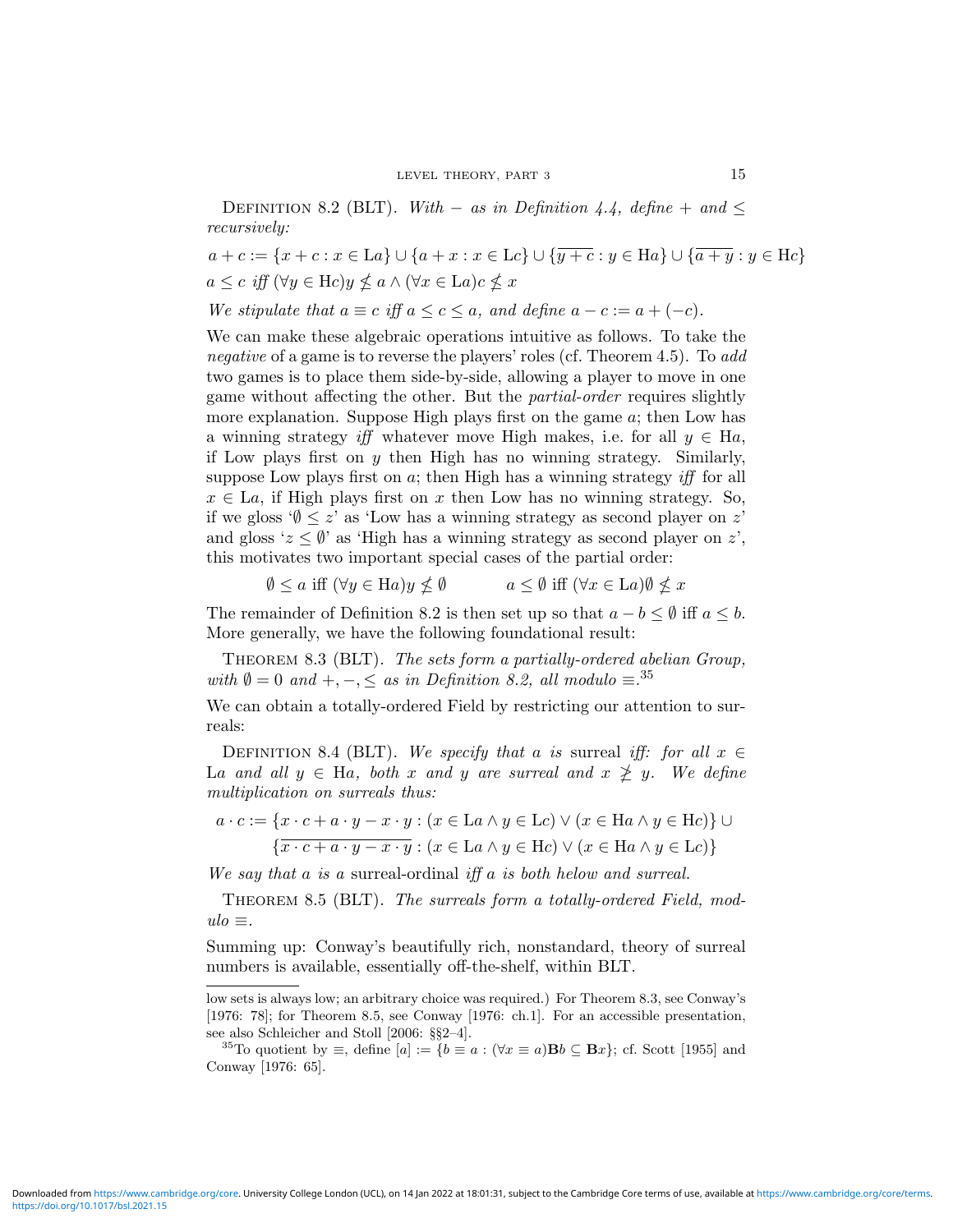Definition 8.2 (BLT). *With $-$ as in Definition 4.4, define $+$ and $\leq$ recursively:*

$$a + c := \{x + c : x \in \mathrm{L}a\} \cup \{a + x : x \in \mathrm{L}c\} \cup \{\overline{y + c} : y \in \mathrm{H}a\} \cup \{\overline{a + y} : y \in \mathrm{H}c\}$$

$$a \leq c \text{ iff } (\forall y \in \mathrm{H}c) y \nleq a \wedge (\forall x \in \mathrm{L}a) c \nleq x$$

*We stipulate that $a \equiv c$ iff $a \leq c \leq a$, and define $a - c := a + (-c)$.*

We can make these algebraic operations intuitive as follows. To take the *negative* of a game is to reverse the players' roles (cf. Theorem 4.5). To *add* two games is to place them side-by-side, allowing a player to move in one game without affecting the other. But the *partial-order* requires slightly more explanation. Suppose High plays first on the game $a$; then Low has a winning strategy *iff* whatever move High makes, i.e. for all $y \in \mathrm{H}a$, if Low plays first on $y$ then High has no winning strategy. Similarly, suppose Low plays first on $a$; then High has a winning strategy *iff* for all $x \in \mathrm{L}a$, if High plays first on $x$ then Low has no winning strategy. So, if we gloss '$\emptyset \leq z$' as 'Low has a winning strategy as second player on $z$' and gloss '$z \leq \emptyset$' as 'High has a winning strategy as second player on $z$', this motivates two important special cases of the partial order:

$$\emptyset \leq a \text{ iff } (\forall y \in \mathrm{H}a) y \nleq \emptyset \qquad\qquad a \leq \emptyset \text{ iff } (\forall x \in \mathrm{L}a) \emptyset \nleq x$$

The remainder of Definition 8.2 is then set up so that $a - b \leq \emptyset$ iff $a \leq b$. More generally, we have the following foundational result:

Theorem 8.3 (BLT). *The sets form a partially-ordered abelian Group, with $\emptyset = 0$ and $+, -, \leq$ as in Definition 8.2, all modulo $\equiv$.*[35]

We can obtain a totally-ordered Field by restricting our attention to surreals:

Definition 8.4 (BLT). *We specify that $a$ is* surreal *iff: for all $x \in \mathrm{L}a$ and all $y \in \mathrm{H}a$, both $x$ and $y$ are surreal and $x \ngeq y$. We define multiplication on surreals thus:*

$$\begin{aligned} a \cdot c := &\{x \cdot c + a \cdot y - x \cdot y : (x \in \mathrm{L}a \wedge y \in \mathrm{L}c) \vee (x \in \mathrm{H}a \wedge y \in \mathrm{H}c)\} \cup \\ &\{\overline{x \cdot c + a \cdot y - x \cdot y} : (x \in \mathrm{L}a \wedge y \in \mathrm{H}c) \vee (x \in \mathrm{H}a \wedge y \in \mathrm{L}c)\} \end{aligned}$$

*We say that $a$ is a* surreal-ordinal *iff $a$ is both helow and surreal.*

Theorem 8.5 (BLT). *The surreals form a totally-ordered Field, modulo $\equiv$.*

Summing up: Conway's beautifully rich, nonstandard, theory of surreal numbers is available, essentially off-the-shelf, within BLT.

---

low sets is always low; an arbitrary choice was required.) For Theorem 8.3, see Conway's [1976: 78]; for Theorem 8.5, see Conway [1976: ch.1]. For an accessible presentation, see also Schleicher and Stoll [2006: §§2–4].

[35] To quotient by $\equiv$, define $[a] := \{b \equiv a : (\forall x \equiv a)\mathbf{B}b \subseteq \mathbf{B}x\}$; cf. Scott [1955] and Conway [1976: 65].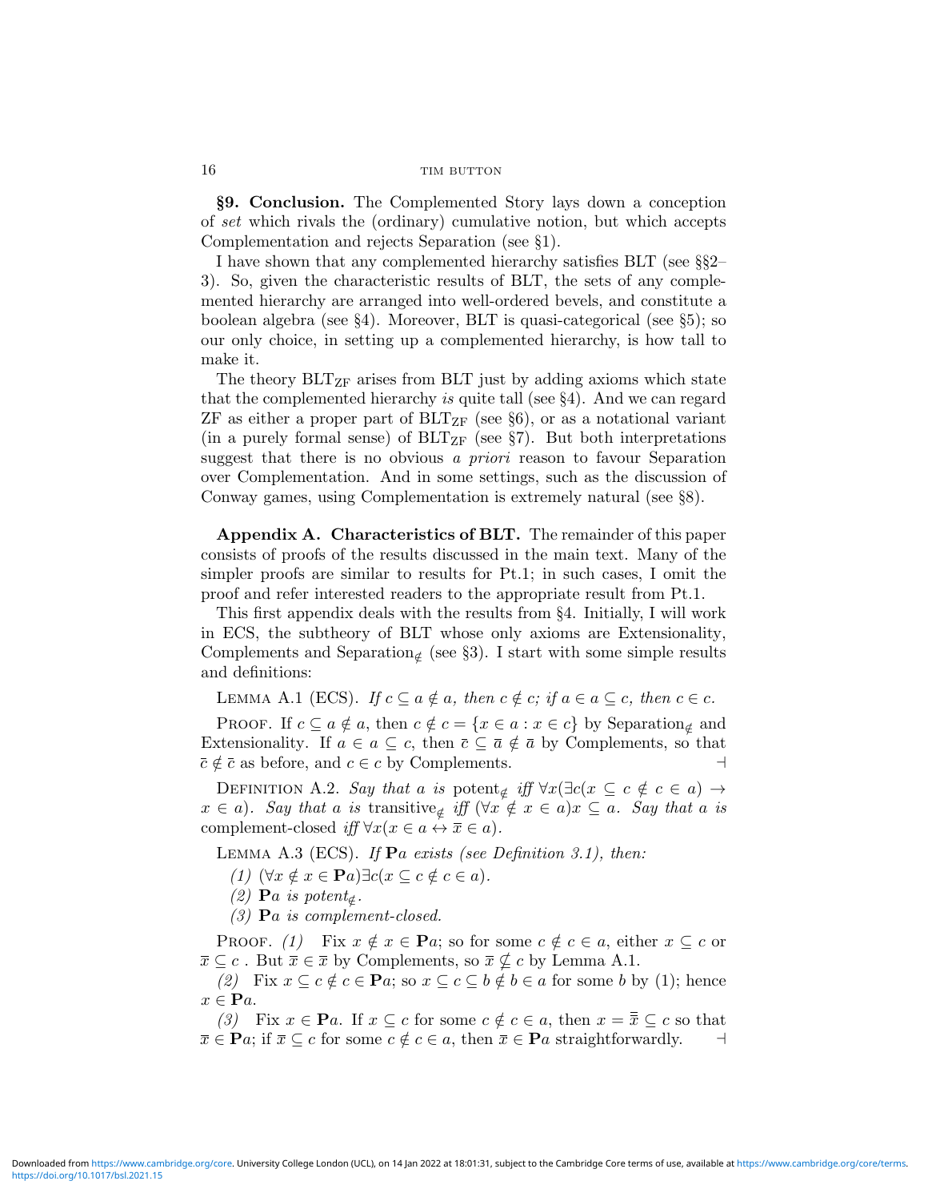**§9. Conclusion.** The Complemented Story lays down a conception of *set* which rivals the (ordinary) cumulative notion, but which accepts Complementation and rejects Separation (see §1).

I have shown that any complemented hierarchy satisfies BLT (see §§2–3). So, given the characteristic results of BLT, the sets of any complemented hierarchy are arranged into well-ordered bevels, and constitute a boolean algebra (see §4). Moreover, BLT is quasi-categorical (see §5); so our only choice, in setting up a complemented hierarchy, is how tall to make it.

The theory $\text{BLT}_{\text{ZF}}$ arises from BLT just by adding axioms which state that the complemented hierarchy *is* quite tall (see §4). And we can regard ZF as either a proper part of $\text{BLT}_{\text{ZF}}$ (see §6), or as a notational variant (in a purely formal sense) of $\text{BLT}_{\text{ZF}}$ (see §7). But both interpretations suggest that there is no obvious *a priori* reason to favour Separation over Complementation. And in some settings, such as the discussion of Conway games, using Complementation is extremely natural (see §8).

**Appendix A. Characteristics of BLT.** The remainder of this paper consists of proofs of the results discussed in the main text. Many of the simpler proofs are similar to results for Pt.1; in such cases, I omit the proof and refer interested readers to the appropriate result from Pt.1.

This first appendix deals with the results from §4. Initially, I will work in ECS, the subtheory of BLT whose only axioms are Extensionality, Complements and $\text{Separation}_{\notin}$ (see §3). I start with some simple results and definitions:

Lemma A.1 (ECS). *If $c \subseteq a \notin a$, then $c \notin c$; if $a \in a \subseteq c$, then $c \in c$.*

Proof. If $c \subseteq a \notin a$, then $c \notin c = \{x \in a : x \in c\}$ by $\text{Separation}_{\notin}$ and Extensionality. If $a \in a \subseteq c$, then $\bar{c} \subseteq \bar{a} \notin \bar{a}$ by Complements, so that $\bar{c} \notin \bar{c}$ as before, and $c \in c$ by Complements. ⊣

Definition A.2. *Say that $a$ is* $\text{potent}_{\notin}$ *iff $\forall x(\exists c(x \subseteq c \notin c \in a) \rightarrow x \in a)$. Say that $a$ is* $\text{transitive}_{\notin}$ *iff $(\forall x \notin x \in a) x \subseteq a$. Say that $a$ is* complement-closed *iff $\forall x(x \in a \leftrightarrow \bar{x} \in a)$.*

Lemma A.3 (ECS). *If $\mathbf{P}a$ exists (see Definition 3.1), then:*

*(1) $(\forall x \notin x \in \mathbf{P}a)\exists c(x \subseteq c \notin c \in a)$.*

*(2) $\mathbf{P}a$ is $\text{potent}_{\notin}$.*

*(3) $\mathbf{P}a$ is complement-closed.*

Proof. *(1)* Fix $x \notin x \in \mathbf{P}a$; so for some $c \notin c \in a$, either $x \subseteq c$ or $\bar{x} \subseteq c$ . But $\bar{x} \in \bar{x}$ by Complements, so $\bar{x} \nsubseteq c$ by Lemma A.1.

*(2)* Fix $x \subseteq c \notin c \in \mathbf{P}a$; so $x \subseteq c \subseteq b \notin b \in a$ for some $b$ by (1); hence $x \in \mathbf{P}a$.

*(3)* Fix $x \in \mathbf{P}a$. If $x \subseteq c$ for some $c \notin c \in a$, then $x = \bar{\bar{x}} \subseteq c$ so that $\bar{x} \in \mathbf{P}a$; if $\bar{x} \subseteq c$ for some $c \notin c \in a$, then $\bar{x} \in \mathbf{P}a$ straightforwardly. ⊣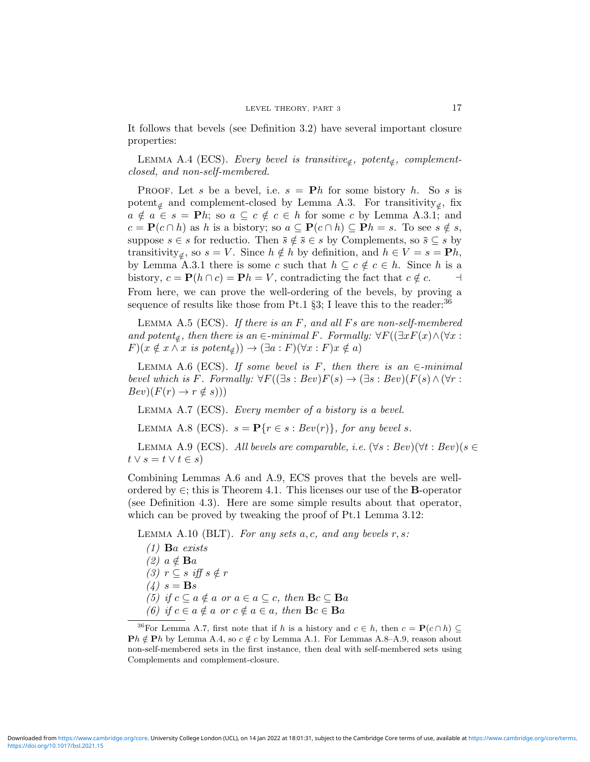It follows that bevels (see Definition 3.2) have several important closure properties:

LEMMA A.4 (ECS). *Every bevel is transitive$_{\notin}$, potent$_{\notin}$, complement-closed, and non-self-membered.*

PROOF. Let $s$ be a bevel, i.e. $s = \mathbf{P}h$ for some bistory $h$. So $s$ is potent$_{\notin}$ and complement-closed by Lemma A.3. For transitivity$_{\notin}$, fix $a \notin a \in s = \mathbf{P}h$; so $a \subseteq c \notin c \in h$ for some $c$ by Lemma A.3.1; and $c = \mathbf{P}(c \cap h)$ as $h$ is a bistory; so $a \subseteq \mathbf{P}(c \cap h) \subseteq \mathbf{P}h = s$. To see $s \notin s$, suppose $s \in s$ for reductio. Then $\overline{s} \notin \overline{s} \in s$ by Complements, so $\overline{s} \subseteq s$ by transitivity$_{\notin}$, so $s = V$. Since $h \notin h$ by definition, and $h \in V = s = \mathbf{P}h$, by Lemma A.3.1 there is some $c$ such that $h \subseteq c \notin c \in h$. Since $h$ is a bistory, $c = \mathbf{P}(h \cap c) = \mathbf{P}h = V$, contradicting the fact that $c \notin c$. ⊣

From here, we can prove the well-ordering of the bevels, by proving a sequence of results like those from Pt.1 §3; I leave this to the reader:[36]

LEMMA A.5 (ECS). *If there is an $F$, and all $F$s are non-self-membered and potent$_{\notin}$, then there is an $\in$-minimal $F$. Formally: $\forall F((\exists x F(x) \wedge (\forall x : F)(x \notin x \wedge x \text{ is potent}_{\notin})) \rightarrow (\exists a : F)(\forall x : F) x \notin a)$*

LEMMA A.6 (ECS). *If some bevel is $F$, then there is an $\in$-minimal bevel which is $F$. Formally: $\forall F((\exists s : Bev)F(s) \rightarrow (\exists s : Bev)(F(s) \wedge (\forall r : Bev)(F(r) \rightarrow r \notin s)))$*

LEMMA A.7 (ECS). *Every member of a bistory is a bevel.*

LEMMA A.8 (ECS). *$s = \mathbf{P}\{r \in s : Bev(r)\}$, for any bevel $s$.*

LEMMA A.9 (ECS). *All bevels are comparable, i.e. $(\forall s : Bev)(\forall t : Bev)(s \in t \vee s = t \vee t \in s)$*

Combining Lemmas A.6 and A.9, ECS proves that the bevels are well-ordered by $\in$; this is Theorem 4.1. This licenses our use of the **B**-operator (see Definition 4.3). Here are some simple results about that operator, which can be proved by tweaking the proof of Pt.1 Lemma 3.12:

LEMMA A.10 (BLT). *For any sets $a, c$, and any bevels $r, s$:*

*(1) $\mathbf{B}a$ exists*
*(2) $a \notin \mathbf{B}a$*
*(3) $r \subseteq s$ iff $s \notin r$*
*(4) $s = \mathbf{B}s$*
*(5) if $c \subseteq a \notin a$ or $a \in a \subseteq c$, then $\mathbf{B}c \subseteq \mathbf{B}a$*
*(6) if $c \in a \notin a$ or $c \notin a \in a$, then $\mathbf{B}c \in \mathbf{B}a$*

---

[36] For Lemma A.7, first note that if $h$ is a history and $c \in h$, then $c = \mathbf{P}(c \cap h) \subseteq \mathbf{P}h \notin \mathbf{P}h$ by Lemma A.4, so $c \notin c$ by Lemma A.1. For Lemmas A.8–A.9, reason about non-self-membered sets in the first instance, then deal with self-membered sets using Complements and complement-closure.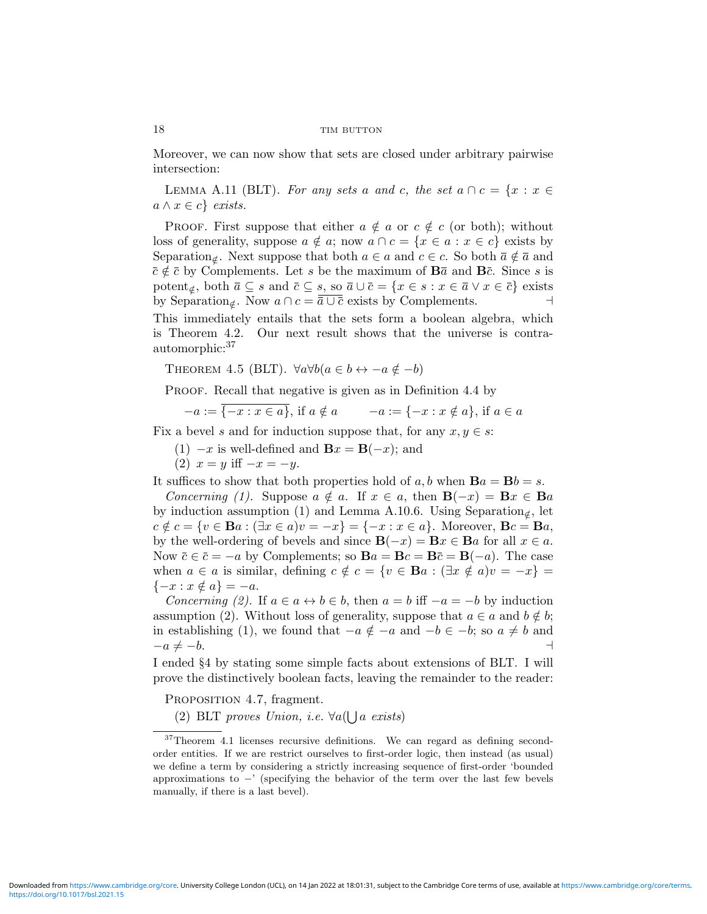Moreover, we can now show that sets are closed under arbitrary pairwise intersection:

Lemma A.11 (BLT). *For any sets $a$ and $c$, the set $a \cap c = \{x : x \in a \wedge x \in c\}$ exists.*

Proof. First suppose that either $a \notin a$ or $c \notin c$ (or both); without loss of generality, suppose $a \notin a$; now $a \cap c = \{x \in a : x \in c\}$ exists by Separation$_{\notin}$. Next suppose that both $a \in a$ and $c \in c$. So both $\overline{a} \notin \overline{a}$ and $\overline{c} \notin \overline{c}$ by Complements. Let $s$ be the maximum of $\mathbf{B}\overline{a}$ and $\mathbf{B}\overline{c}$. Since $s$ is potent$_{\notin}$, both $\overline{a} \subseteq s$ and $\overline{c} \subseteq s$, so $\overline{a} \cup \overline{c} = \{x \in s : x \in \overline{a} \vee x \in \overline{c}\}$ exists by Separation$_{\notin}$. Now $a \cap c = \overline{\overline{a} \cup \overline{c}}$ exists by Complements. ⊣

This immediately entails that the sets form a boolean algebra, which is Theorem 4.2. Our next result shows that the universe is contra-automorphic:[37]

Theorem 4.5 (BLT). $\forall a \forall b (a \in b \leftrightarrow -a \notin -b)$

Proof. Recall that negative is given as in Definition 4.4 by

$$-a := \overline{\{-x : x \in a\}}, \text{ if } a \notin a \qquad -a := \{-x : x \notin a\}, \text{ if } a \in a$$

Fix a bevel $s$ and for induction suppose that, for any $x, y \in s$:

(1) $-x$ is well-defined and $\mathbf{B}x = \mathbf{B}(-x)$; and
(2) $x = y$ iff $-x = -y$.

It suffices to show that both properties hold of $a, b$ when $\mathbf{B}a = \mathbf{B}b = s$.

*Concerning (1).* Suppose $a \notin a$. If $x \in a$, then $\mathbf{B}(-x) = \mathbf{B}x \in \mathbf{B}a$ by induction assumption (1) and Lemma A.10.6. Using Separation$_{\notin}$, let $c \notin c = \{v \in \mathbf{B}a : (\exists x \in a) v = -x\} = \{-x : x \in a\}$. Moreover, $\mathbf{B}c = \mathbf{B}a$, by the well-ordering of bevels and since $\mathbf{B}(-x) = \mathbf{B}x \in \mathbf{B}a$ for all $x \in a$. Now $\overline{c} \in \overline{c} = -a$ by Complements; so $\mathbf{B}a = \mathbf{B}c = \mathbf{B}\overline{c} = \mathbf{B}(-a)$. The case when $a \in a$ is similar, defining $c \notin c = \{v \in \mathbf{B}a : (\exists x \notin a) v = -x\} = \{-x : x \notin a\} = -a$.

*Concerning (2).* If $a \in a \leftrightarrow b \in b$, then $a = b$ iff $-a = -b$ by induction assumption (2). Without loss of generality, suppose that $a \in a$ and $b \notin b$; in establishing (1), we found that $-a \notin -a$ and $-b \in -b$; so $a \neq b$ and $-a \neq -b$. ⊣

I ended §4 by stating some simple facts about extensions of BLT. I will prove the distinctively boolean facts, leaving the remainder to the reader:

Proposition 4.7, fragment.

(2) BLT *proves Union, i.e.* $\forall a (\bigcup a$ *exists*)

[37] Theorem 4.1 licenses recursive definitions. We can regard as defining second-order entities. If we are restrict ourselves to first-order logic, then instead (as usual) we define a term by considering a strictly increasing sequence of first-order 'bounded approximations to $-$' (specifying the behavior of the term over the last few bevels manually, if there is a last bevel).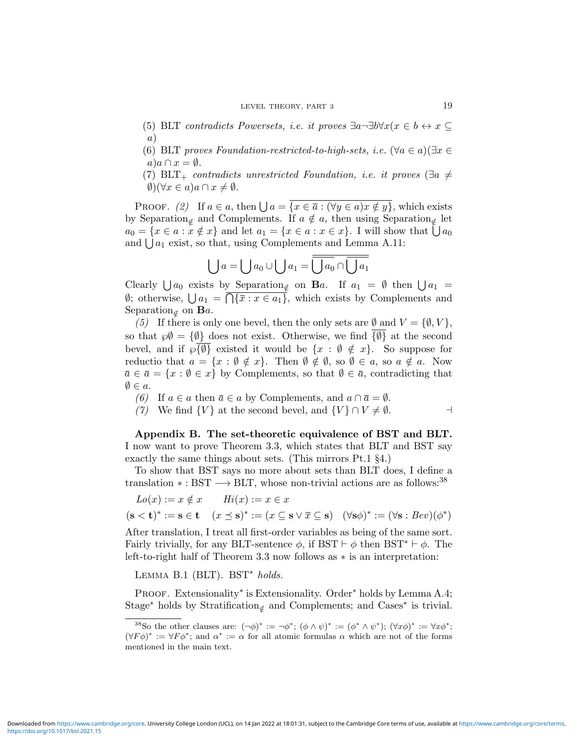(5) BLT *contradicts Powersets, i.e. it proves* $\exists a \neg \exists b \forall x (x \in b \leftrightarrow x \subseteq a)$

(6) BLT *proves Foundation-restricted-to-high-sets, i.e.* $(\forall a \in a)(\exists x \in a) a \cap x = \emptyset$.

(7) $\text{BLT}_+$ *contradicts unrestricted Foundation, i.e. it proves* $(\exists a \neq \emptyset)(\forall x \in a) a \cap x \neq \emptyset$.

Proof. *(2)* If $a \in a$, then $\bigcup a = \overline{\{x \in \overline{a} : (\forall y \in a) x \notin y\}}$, which exists by $\text{Separation}_{\notin}$ and Complements. If $a \notin a$, then using $\text{Separation}_{\notin}$ let $a_0 = \{x \in a : x \notin x\}$ and let $a_1 = \{x \in a : x \in x\}$. I will show that $\bigcup a_0$ and $\bigcup a_1$ exist, so that, using Complements and Lemma A.11:

$$\bigcup a = \bigcup a_0 \cup \bigcup a_1 = \overline{\overline{\bigcup a_0} \cap \overline{\bigcup a_1}}$$

Clearly $\bigcup a_0$ exists by $\text{Separation}_{\notin}$ on $\mathbf{B}a$. If $a_1 = \emptyset$ then $\bigcup a_1 = \emptyset$; otherwise, $\bigcup a_1 = \overline{\bigcap \{\overline{x} : x \in a_1\}}$, which exists by Complements and $\text{Separation}_{\notin}$ on $\mathbf{B}a$.

*(5)* If there is only one bevel, then the only sets are $\emptyset$ and $V = \{\emptyset, V\}$, so that $\wp\emptyset = \{\emptyset\}$ does not exist. Otherwise, we find $\overline{\{\emptyset\}}$ at the second bevel, and if $\wp\overline{\{\emptyset\}}$ existed it would be $\{x : \emptyset \notin x\}$. So suppose for reductio that $a = \{x : \emptyset \notin x\}$. Then $\emptyset \notin \emptyset$, so $\emptyset \in a$, so $a \notin a$. Now $\overline{a} \in \overline{a} = \{x : \emptyset \in x\}$ by Complements, so that $\emptyset \in \overline{a}$, contradicting that $\emptyset \in a$.

*(6)* If $a \in a$ then $\overline{a} \in a$ by Complements, and $a \cap \overline{a} = \emptyset$.

*(7)* We find $\{V\}$ at the second bevel, and $\{V\} \cap V \neq \emptyset$. ⊣

**Appendix B. The set-theoretic equivalence of BST and BLT.** I now want to prove Theorem 3.3, which states that BLT and BST say exactly the same things about sets. (This mirrors Pt.1 §4.)

To show that BST says no more about sets than BLT does, I define a translation $* : \text{BST} \longrightarrow \text{BLT}$, whose non-trivial actions are as follows:[38]

$$Lo(x) := x \notin x \qquad Hi(x) := x \in x$$

$$(\mathbf{s} < \mathbf{t})^* := \mathbf{s} \in \mathbf{t} \quad (x \preceq \mathbf{s})^* := (x \subseteq \mathbf{s} \vee \overline{x} \subseteq \mathbf{s}) \quad (\forall \mathbf{s} \phi)^* := (\forall \mathbf{s} : Bev)(\phi^*)$$

After translation, I treat all first-order variables as being of the same sort. Fairly trivially, for any BLT-sentence $\phi$, if $\text{BST} \vdash \phi$ then $\text{BST}^* \vdash \phi$. The left-to-right half of Theorem 3.3 now follows as $*$ is an interpretation:

Lemma B.1 (BLT). $\text{BST}^*$ *holds.*

Proof. Extensionality$^*$ is Extensionality. Order$^*$ holds by Lemma A.4; Stage$^*$ holds by $\text{Stratification}_{\notin}$ and Complements; and Cases$^*$ is trivial.

---

[38] So the other clauses are: $(\neg\phi)^* := \neg\phi^*$; $(\phi \wedge \psi)^* := (\phi^* \wedge \psi^*)$; $(\forall x \phi)^* := \forall x \phi^*$; $(\forall F \phi)^* := \forall F \phi^*$; and $\alpha^* := \alpha$ for all atomic formulas $\alpha$ which are not of the forms mentioned in the main text.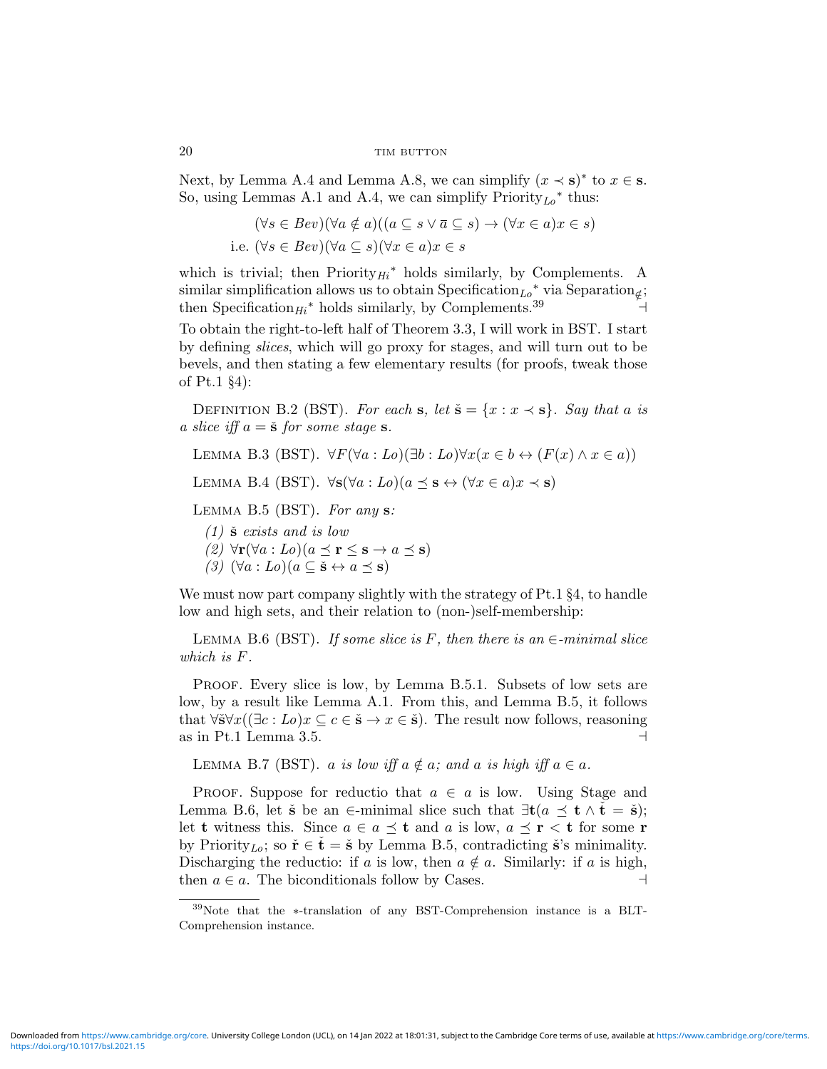Next, by Lemma A.4 and Lemma A.8, we can simplify $(x \prec \mathbf{s})^*$ to $x \in \mathbf{s}$. So, using Lemmas A.1 and A.4, we can simplify $\text{Priority}_{Lo}{}^*$ thus:

$$(\forall s \in Bev)(\forall a \notin a)((a \subseteq s \vee \overline{a} \subseteq s) \rightarrow (\forall x \in a) x \in s)$$

$$\text{i.e. } (\forall s \in Bev)(\forall a \subseteq s)(\forall x \in a) x \in s$$

which is trivial; then $\text{Priority}_{Hi}{}^*$ holds similarly, by Complements. A similar simplification allows us to obtain $\text{Specification}_{Lo}{}^*$ via $\text{Separation}_{\notin}$; then $\text{Specification}_{Hi}{}^*$ holds similarly, by Complements.[39] ⊣

To obtain the right-to-left half of Theorem 3.3, I will work in BST. I start by defining *slices*, which will go proxy for stages, and will turn out to be bevels, and then stating a few elementary results (for proofs, tweak those of Pt.1 §4):

Definition B.2 (BST). *For each* $\mathbf{s}$*, let* $\check{\mathbf{s}} = \{x : x \prec \mathbf{s}\}$*. Say that* $a$ *is a slice iff* $a = \check{\mathbf{s}}$ *for some stage* $\mathbf{s}$*.*

Lemma B.3 (BST). $\forall F (\forall a : Lo)(\exists b : Lo)\forall x(x \in b \leftrightarrow (F(x) \wedge x \in a))$

Lemma B.4 (BST). $\forall \mathbf{s}(\forall a : Lo)(a \preceq \mathbf{s} \leftrightarrow (\forall x \in a) x \prec \mathbf{s})$

Lemma B.5 (BST). *For any* $\mathbf{s}$*:*

*(1)* $\check{\mathbf{s}}$ *exists and is low*
*(2)* $\forall \mathbf{r}(\forall a : Lo)(a \preceq \mathbf{r} \leq \mathbf{s} \rightarrow a \preceq \mathbf{s})$
*(3)* $(\forall a : Lo)(a \subseteq \check{\mathbf{s}} \leftrightarrow a \preceq \mathbf{s})$

We must now part company slightly with the strategy of Pt.1 §4, to handle low and high sets, and their relation to (non-)self-membership:

Lemma B.6 (BST). *If some slice is* $F$*, then there is an* $\in$*-minimal slice which is* $F$*.*

Proof. Every slice is low, by Lemma B.5.1. Subsets of low sets are low, by a result like Lemma A.1. From this, and Lemma B.5, it follows that $\forall \check{\mathbf{s}} \forall x((\exists c : Lo) x \subseteq c \in \check{\mathbf{s}} \rightarrow x \in \check{\mathbf{s}})$. The result now follows, reasoning as in Pt.1 Lemma 3.5. ⊣

Lemma B.7 (BST). $a$ *is low iff* $a \notin a$*; and* $a$ *is high iff* $a \in a$*.*

Proof. Suppose for reductio that $a \in a$ is low. Using Stage and Lemma B.6, let $\check{\mathbf{s}}$ be an $\in$-minimal slice such that $\exists \mathbf{t}(a \preceq \mathbf{t} \wedge \check{\mathbf{t}} = \check{\mathbf{s}})$; let $\mathbf{t}$ witness this. Since $a \in a \preceq \mathbf{t}$ and $a$ is low, $a \preceq \mathbf{r} < \mathbf{t}$ for some $\mathbf{r}$ by $\text{Priority}_{Lo}$; so $\check{\mathbf{r}} \in \check{\mathbf{t}} = \check{\mathbf{s}}$ by Lemma B.5, contradicting $\check{\mathbf{s}}$'s minimality. Discharging the reductio: if $a$ is low, then $a \notin a$. Similarly: if $a$ is high, then $a \in a$. The biconditionals follow by Cases. ⊣

---

[39] Note that the $*$-translation of any BST-Comprehension instance is a BLT-Comprehension instance.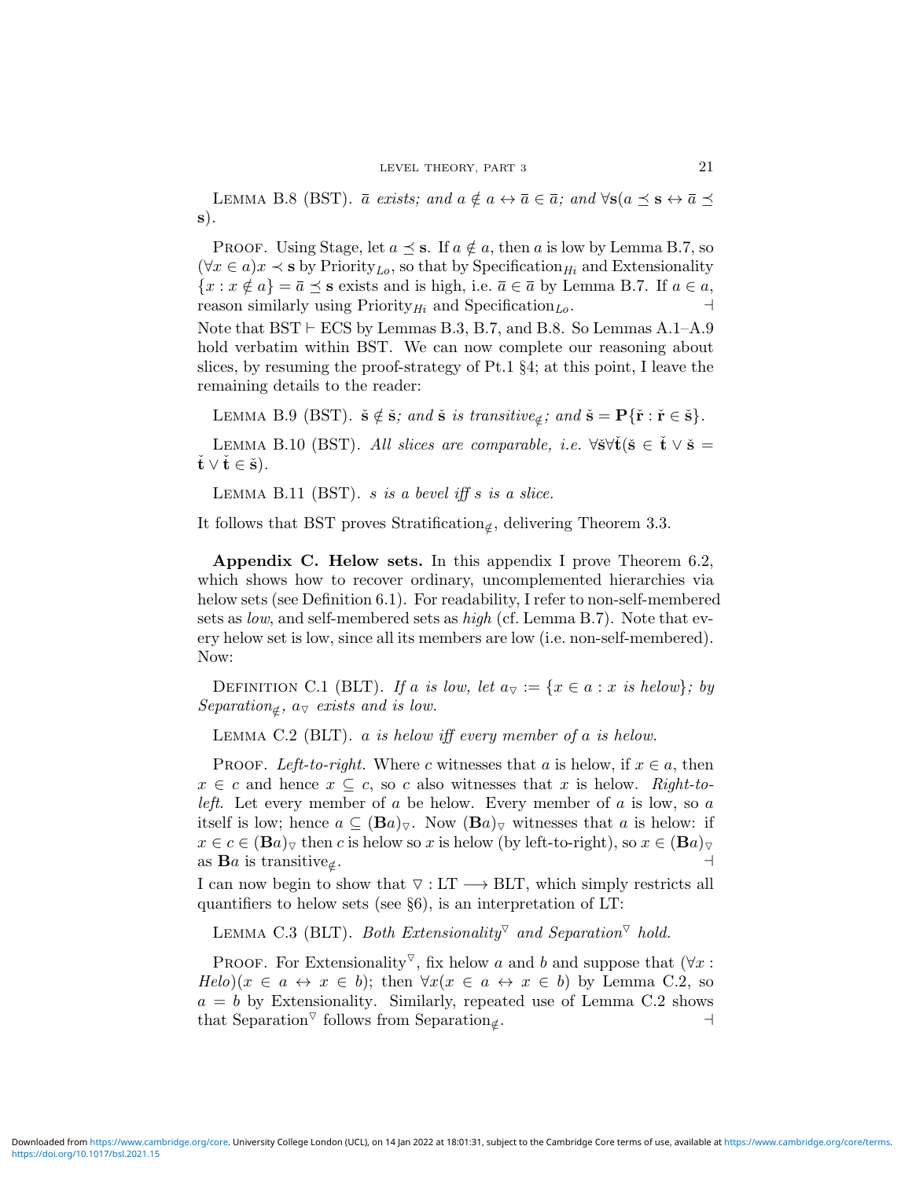Lemma B.8 (BST). *$\bar{a}$ exists; and $a \notin a \leftrightarrow \bar{a} \in \bar{a}$; and $\forall \mathbf{s}(a \preceq \mathbf{s} \leftrightarrow \bar{a} \preceq \mathbf{s})$.*

Proof. Using Stage, let $a \preceq \mathbf{s}$. If $a \notin a$, then $a$ is low by Lemma B.7, so $(\forall x \in a) x \prec \mathbf{s}$ by Priority$_{Lo}$, so that by Specification$_{Hi}$ and Extensionality $\{x : x \notin a\} = \bar{a} \preceq \mathbf{s}$ exists and is high, i.e. $\bar{a} \in \bar{a}$ by Lemma B.7. If $a \in a$, reason similarly using Priority$_{Hi}$ and Specification$_{Lo}$. ⊣

Note that BST $\vdash$ ECS by Lemmas B.3, B.7, and B.8. So Lemmas A.1–A.9 hold verbatim within BST. We can now complete our reasoning about slices, by resuming the proof-strategy of Pt.1 §4; at this point, I leave the remaining details to the reader:

Lemma B.9 (BST). *$\check{\mathbf{s}} \notin \check{\mathbf{s}}$; and $\check{\mathbf{s}}$ is transitive$_{\notin}$; and $\check{\mathbf{s}} = \mathbf{P}\{\check{\mathbf{r}} : \check{\mathbf{r}} \in \check{\mathbf{s}}\}$.*

Lemma B.10 (BST). *All slices are comparable, i.e. $\forall \check{\mathbf{s}} \forall \check{\mathbf{t}}(\check{\mathbf{s}} \in \check{\mathbf{t}} \vee \check{\mathbf{s}} = \check{\mathbf{t}} \vee \check{\mathbf{t}} \in \check{\mathbf{s}})$.*

Lemma B.11 (BST). *$s$ is a bevel iff $s$ is a slice.*

It follows that BST proves Stratification$_{\notin}$, delivering Theorem 3.3.

**Appendix C. Helow sets.** In this appendix I prove Theorem 6.2, which shows how to recover ordinary, uncomplemented hierarchies via helow sets (see Definition 6.1). For readability, I refer to non-self-membered sets as *low*, and self-membered sets as *high* (cf. Lemma B.7). Note that every helow set is low, since all its members are low (i.e. non-self-membered). Now:

Definition C.1 (BLT). *If $a$ is low, let $a_{\triangledown} := \{x \in a : x \text{ is helow}\}$; by Separation$_{\notin}$, $a_{\triangledown}$ exists and is low.*

Lemma C.2 (BLT). *$a$ is helow iff every member of $a$ is helow.*

Proof. *Left-to-right.* Where $c$ witnesses that $a$ is helow, if $x \in a$, then $x \in c$ and hence $x \subseteq c$, so $c$ also witnesses that $x$ is helow. *Right-to-left.* Let every member of $a$ be helow. Every member of $a$ is low, so $a$ itself is low; hence $a \subseteq (\mathbf{B}a)_{\triangledown}$. Now $(\mathbf{B}a)_{\triangledown}$ witnesses that $a$ is helow: if $x \in c \in (\mathbf{B}a)_{\triangledown}$ then $c$ is helow so $x$ is helow (by left-to-right), so $x \in (\mathbf{B}a)_{\triangledown}$ as $\mathbf{B}a$ is transitive$_{\notin}$. ⊣

I can now begin to show that $\triangledown : \text{LT} \longrightarrow \text{BLT}$, which simply restricts all quantifiers to helow sets (see §6), is an interpretation of LT:

Lemma C.3 (BLT). *Both Extensionality$^{\triangledown}$ and Separation$^{\triangledown}$ hold.*

Proof. For Extensionality$^{\triangledown}$, fix helow $a$ and $b$ and suppose that $(\forall x : Helo)(x \in a \leftrightarrow x \in b)$; then $\forall x(x \in a \leftrightarrow x \in b)$ by Lemma C.2, so $a = b$ by Extensionality. Similarly, repeated use of Lemma C.2 shows that Separation$^{\triangledown}$ follows from Separation$_{\notin}$. ⊣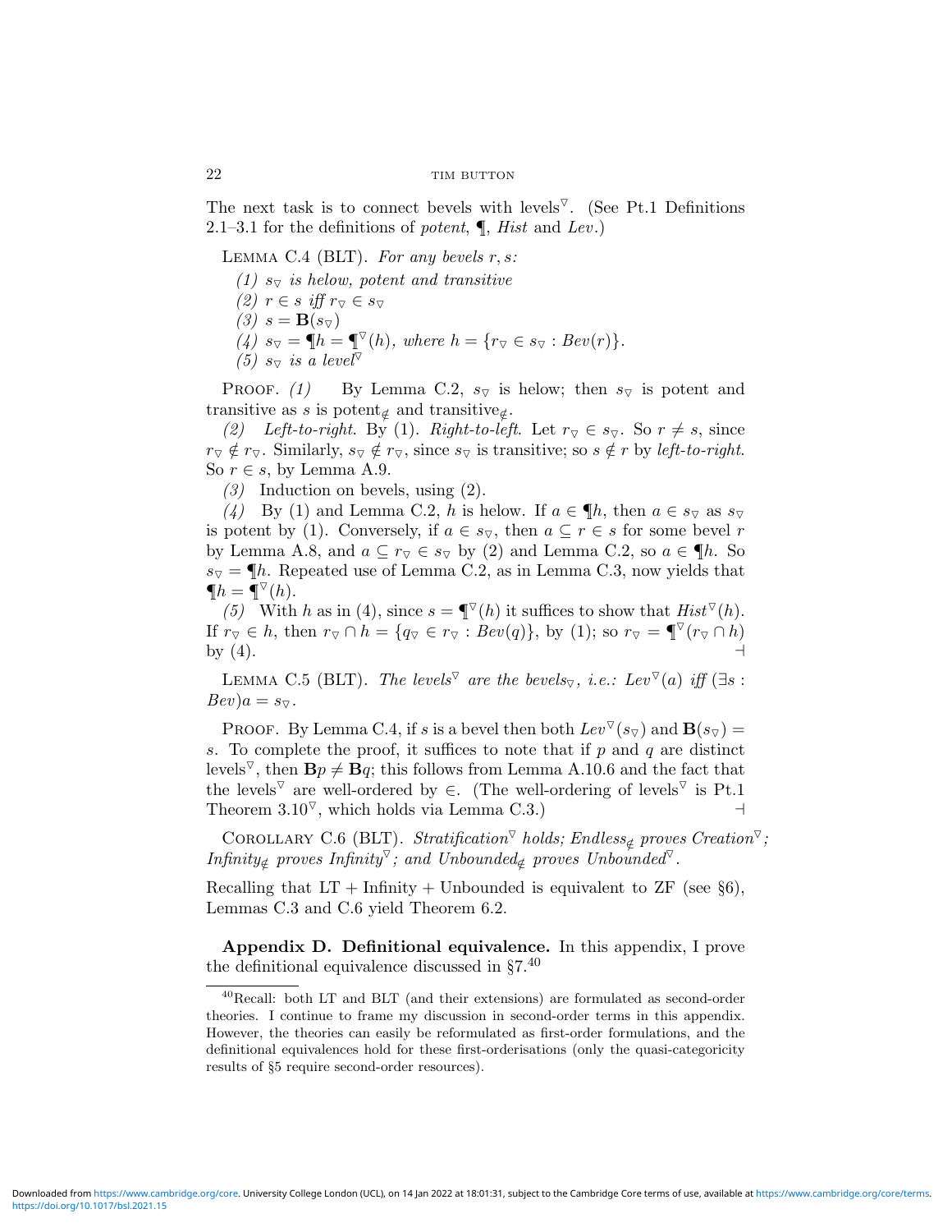The next task is to connect bevels with levels$^{\triangledown}$. (See Pt.1 Definitions 2.1–3.1 for the definitions of *potent*, ¶, *Hist* and *Lev*.)

Lemma C.4 (BLT). *For any bevels $r, s$:*

*(1) $s_{\triangledown}$ is helow, potent and transitive*
*(2) $r \in s$ iff $r_{\triangledown} \in s_{\triangledown}$*
*(3) $s = \mathbf{B}(s_{\triangledown})$*
*(4) $s_{\triangledown} = \P h = \P^{\triangledown}(h)$, where $h = \{r_{\triangledown} \in s_{\triangledown} : Bev(r)\}$.*
*(5) $s_{\triangledown}$ is a level$^{\triangledown}$*

Proof. *(1)* By Lemma C.2, $s_{\triangledown}$ is helow; then $s_{\triangledown}$ is potent and transitive as $s$ is potent$_{\notin}$ and transitive$_{\notin}$.

*(2)* *Left-to-right*. By (1). *Right-to-left*. Let $r_{\triangledown} \in s_{\triangledown}$. So $r \neq s$, since $r_{\triangledown} \notin r_{\triangledown}$. Similarly, $s_{\triangledown} \notin r_{\triangledown}$, since $s_{\triangledown}$ is transitive; so $s \notin r$ by *left-to-right*. So $r \in s$, by Lemma A.9.

*(3)* Induction on bevels, using (2).

*(4)* By (1) and Lemma C.2, $h$ is helow. If $a \in \P h$, then $a \in s_{\triangledown}$ as $s_{\triangledown}$ is potent by (1). Conversely, if $a \in s_{\triangledown}$, then $a \subseteq r \in s$ for some bevel $r$ by Lemma A.8, and $a \subseteq r_{\triangledown} \in s_{\triangledown}$ by (2) and Lemma C.2, so $a \in \P h$. So $s_{\triangledown} = \P h$. Repeated use of Lemma C.2, as in Lemma C.3, now yields that $\P h = \P^{\triangledown}(h)$.

*(5)* With $h$ as in (4), since $s = \P^{\triangledown}(h)$ it suffices to show that $Hist^{\triangledown}(h)$. If $r_{\triangledown} \in h$, then $r_{\triangledown} \cap h = \{q_{\triangledown} \in r_{\triangledown} : Bev(q)\}$, by (1); so $r_{\triangledown} = \P^{\triangledown}(r_{\triangledown} \cap h)$ by (4). ⊣

Lemma C.5 (BLT). *The levels$^{\triangledown}$ are the bevels$_{\triangledown}$, i.e.: $Lev^{\triangledown}(a)$ iff $(\exists s : Bev)a = s_{\triangledown}$.*

Proof. By Lemma C.4, if $s$ is a bevel then both $Lev^{\triangledown}(s_{\triangledown})$ and $\mathbf{B}(s_{\triangledown}) = s$. To complete the proof, it suffices to note that if $p$ and $q$ are distinct levels$^{\triangledown}$, then $\mathbf{B}p \neq \mathbf{B}q$; this follows from Lemma A.10.6 and the fact that the levels$^{\triangledown}$ are well-ordered by $\in$. (The well-ordering of levels$^{\triangledown}$ is Pt.1 Theorem 3.10$^{\triangledown}$, which holds via Lemma C.3.) ⊣

Corollary C.6 (BLT). *Stratification$^{\triangledown}$ holds; Endless$_{\notin}$ proves Creation$^{\triangledown}$; Infinity$_{\notin}$ proves Infinity$^{\triangledown}$; and Unbounded$_{\notin}$ proves Unbounded$^{\triangledown}$.*

Recalling that LT + Infinity + Unbounded is equivalent to ZF (see §6), Lemmas C.3 and C.6 yield Theorem 6.2.

**Appendix D. Definitional equivalence.** In this appendix, I prove the definitional equivalence discussed in §7.[40]

[40] Recall: both LT and BLT (and their extensions) are formulated as second-order theories. I continue to frame my discussion in second-order terms in this appendix. However, the theories can easily be reformulated as first-order formulations, and the definitional equivalences hold for these first-orderisations (only the quasi-categoricity results of §5 require second-order resources).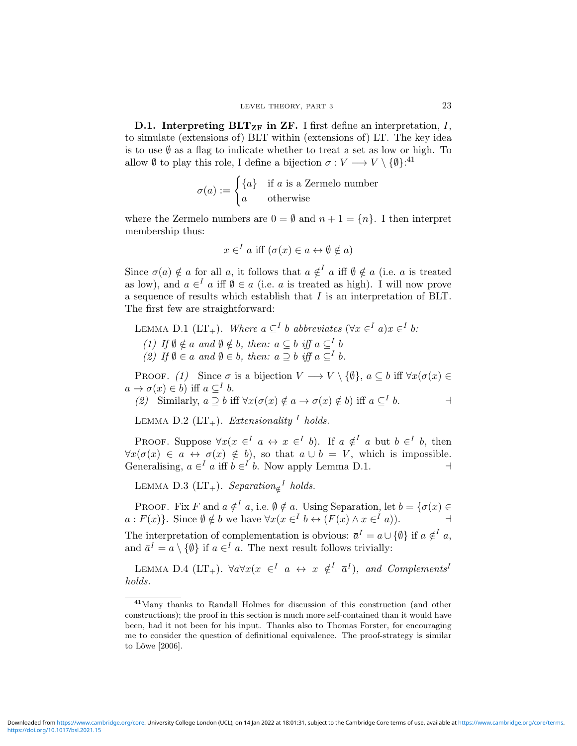**D.1. Interpreting $\mathbf{BLT_{ZF}}$ in ZF.** I first define an interpretation, $I$, to simulate (extensions of) BLT within (extensions of) LT. The key idea is to use $\emptyset$ as a flag to indicate whether to treat a set as low or high. To allow $\emptyset$ to play this role, I define a bijection $\sigma : V \longrightarrow V \setminus \{\emptyset\}$:[41]

$$\sigma(a) := \begin{cases} \{a\} & \text{if } a \text{ is a Zermelo number} \\ a & \text{otherwise} \end{cases}$$

where the Zermelo numbers are $0 = \emptyset$ and $n + 1 = \{n\}$. I then interpret membership thus:

$$x \in^I a \text{ iff } (\sigma(x) \in a \leftrightarrow \emptyset \notin a)$$

Since $\sigma(a) \notin a$ for all $a$, it follows that $a \notin^I a$ iff $\emptyset \notin a$ (i.e. $a$ is treated as low), and $a \in^I a$ iff $\emptyset \in a$ (i.e. $a$ is treated as high). I will now prove a sequence of results which establish that $I$ is an interpretation of BLT. The first few are straightforward:

LEMMA D.1 ($\mathrm{LT}_+$). *Where $a \subseteq^I b$ abbreviates $(\forall x \in^I a) x \in^I b$:*

*(1) If $\emptyset \notin a$ and $\emptyset \notin b$, then: $a \subseteq b$ iff $a \subseteq^I b$*
*(2) If $\emptyset \in a$ and $\emptyset \in b$, then: $a \supseteq b$ iff $a \subseteq^I b$.*

PROOF. *(1)* Since $\sigma$ is a bijection $V \longrightarrow V \setminus \{\emptyset\}$, $a \subseteq b$ iff $\forall x(\sigma(x) \in a \to \sigma(x) \in b)$ iff $a \subseteq^I b$.

*(2)* Similarly, $a \supseteq b$ iff $\forall x(\sigma(x) \notin a \to \sigma(x) \notin b)$ iff $a \subseteq^I b$. ⊣

LEMMA D.2 ($\mathrm{LT}_+$). *Extensionality $^I$ holds.*

PROOF. Suppose $\forall x(x \in^I a \leftrightarrow x \in^I b)$. If $a \notin^I a$ but $b \in^I b$, then $\forall x(\sigma(x) \in a \leftrightarrow \sigma(x) \notin b)$, so that $a \cup b = V$, which is impossible. Generalising, $a \in^I a$ iff $b \in^I b$. Now apply Lemma D.1. ⊣

LEMMA D.3 ($\mathrm{LT}_+$). *Separation$_{\notin}{}^I$ holds.*

PROOF. Fix $F$ and $a \notin^I a$, i.e. $\emptyset \notin a$. Using Separation, let $b = \{\sigma(x) \in a : F(x)\}$. Since $\emptyset \notin b$ we have $\forall x(x \in^I b \leftrightarrow (F(x) \wedge x \in^I a))$. ⊣

The interpretation of complementation is obvious: $\overline{a}^I = a \cup \{\emptyset\}$ if $a \notin^I a$, and $\overline{a}^I = a \setminus \{\emptyset\}$ if $a \in^I a$. The next result follows trivially:

LEMMA D.4 ($\mathrm{LT}_+$). $\forall a \forall x(x \in^I a \leftrightarrow x \notin^I \overline{a}^I)$*, and Complements$^I$ holds.*

[41] Many thanks to Randall Holmes for discussion of this construction (and other constructions); the proof in this section is much more self-contained than it would have been, had it not been for his input. Thanks also to Thomas Forster, for encouraging me to consider the question of definitional equivalence. The proof-strategy is similar to Löwe [2006].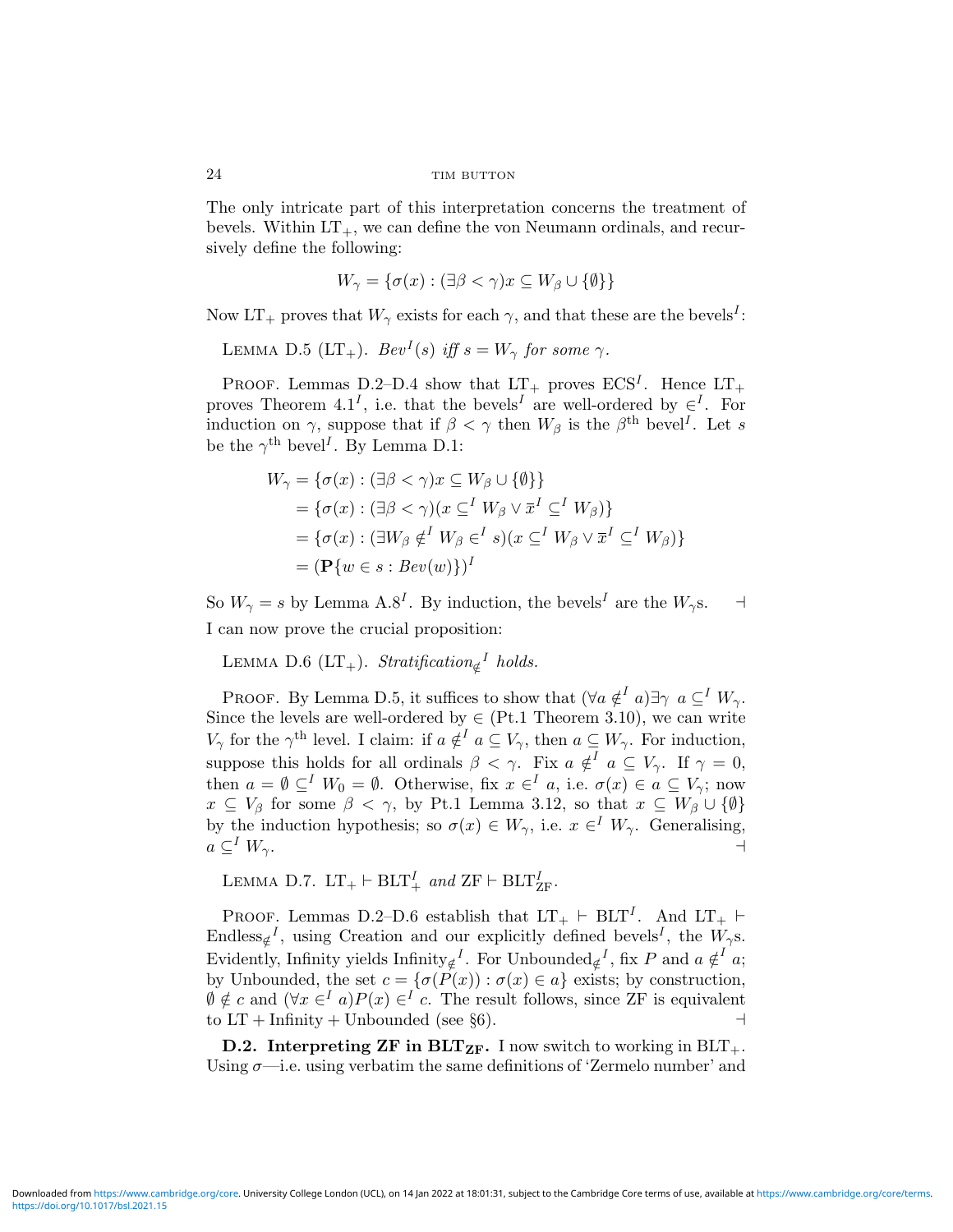The only intricate part of this interpretation concerns the treatment of bevels. Within $\mathrm{LT}_+$, we can define the von Neumann ordinals, and recursively define the following:

$$W_\gamma = \{\sigma(x) : (\exists \beta < \gamma) x \subseteq W_\beta \cup \{\emptyset\}\}$$

Now $\mathrm{LT}_+$ proves that $W_\gamma$ exists for each $\gamma$, and that these are the bevels$^I$:

Lemma D.5 ($\mathrm{LT}_+$). *$Bev^I(s)$ iff $s = W_\gamma$ for some $\gamma$.*

Proof. Lemmas D.2–D.4 show that $\mathrm{LT}_+$ proves $\mathrm{ECS}^I$. Hence $\mathrm{LT}_+$ proves Theorem $4.1^I$, i.e. that the bevels$^I$ are well-ordered by $\in^I$. For induction on $\gamma$, suppose that if $\beta < \gamma$ then $W_\beta$ is the $\beta^{\text{th}}$ bevel$^I$. Let $s$ be the $\gamma^{\text{th}}$ bevel$^I$. By Lemma D.1:

$$\begin{aligned}
W_\gamma &= \{\sigma(x) : (\exists \beta < \gamma) x \subseteq W_\beta \cup \{\emptyset\}\} \\
&= \{\sigma(x) : (\exists \beta < \gamma)(x \subseteq^I W_\beta \vee \overline{x}^I \subseteq^I W_\beta)\} \\
&= \{\sigma(x) : (\exists W_\beta \notin^I W_\beta \in^I s)(x \subseteq^I W_\beta \vee \overline{x}^I \subseteq^I W_\beta)\} \\
&= (\mathbf{P}\{w \in s : Bev(w)\})^I
\end{aligned}$$

So $W_\gamma = s$ by Lemma $\mathrm{A.8}^I$. By induction, the bevels$^I$ are the $W_\gamma$s. ⊣

I can now prove the crucial proposition:

Lemma D.6 ($\mathrm{LT}_+$). *$\mathit{Stratification}_{\notin}{}^I$ holds.*

Proof. By Lemma D.5, it suffices to show that $(\forall a \notin^I a)\exists \gamma\ a \subseteq^I W_\gamma$. Since the levels are well-ordered by $\in$ (Pt.1 Theorem 3.10), we can write $V_\gamma$ for the $\gamma^{\text{th}}$ level. I claim: if $a \notin^I a \subseteq V_\gamma$, then $a \subseteq W_\gamma$. For induction, suppose this holds for all ordinals $\beta < \gamma$. Fix $a \notin^I a \subseteq V_\gamma$. If $\gamma = 0$, then $a = \emptyset \subseteq^I W_0 = \emptyset$. Otherwise, fix $x \in^I a$, i.e. $\sigma(x) \in a \subseteq V_\gamma$; now $x \subseteq V_\beta$ for some $\beta < \gamma$, by Pt.1 Lemma 3.12, so that $x \subseteq W_\beta \cup \{\emptyset\}$ by the induction hypothesis; so $\sigma(x) \in W_\gamma$, i.e. $x \in^I W_\gamma$. Generalising, $a \subseteq^I W_\gamma$. ⊣

Lemma D.7. *$\mathrm{LT}_+ \vdash \mathrm{BLT}_+^I$ and $\mathrm{ZF} \vdash \mathrm{BLT}_{\mathrm{ZF}}^I$.*

Proof. Lemmas D.2–D.6 establish that $\mathrm{LT}_+ \vdash \mathrm{BLT}^I$. And $\mathrm{LT}_+ \vdash \mathrm{Endless}_{\notin}{}^I$, using Creation and our explicitly defined bevels$^I$, the $W_\gamma$s. Evidently, Infinity yields $\mathrm{Infinity}_{\notin}{}^I$. For $\mathrm{Unbounded}_{\notin}{}^I$, fix $P$ and $a \notin^I a$; by Unbounded, the set $c = \{\sigma(P(x)) : \sigma(x) \in a\}$ exists; by construction, $\emptyset \notin c$ and $(\forall x \in^I a)P(x) \in^I c$. The result follows, since ZF is equivalent to LT + Infinity + Unbounded (see §6). ⊣

**D.2. Interpreting ZF in $\mathbf{BLT_{ZF}}$.** I now switch to working in $\mathrm{BLT}_+$. Using $\sigma$—i.e. using verbatim the same definitions of 'Zermelo number' and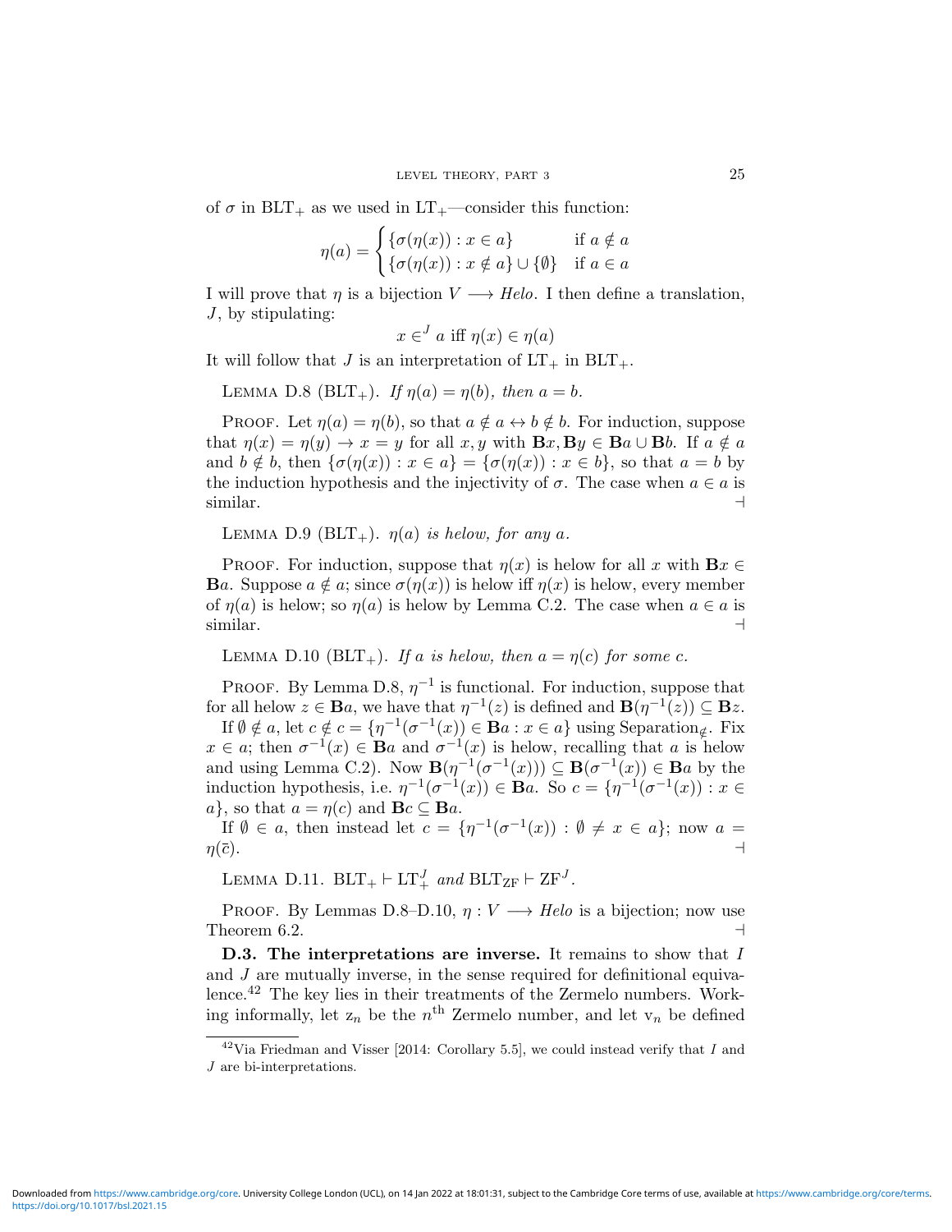of $\sigma$ in $\text{BLT}_+$ as we used in $\text{LT}_+$—consider this function:

$$\eta(a) = \begin{cases} \{\sigma(\eta(x)) : x \in a\} & \text{if } a \notin a \\ \{\sigma(\eta(x)) : x \notin a\} \cup \{\emptyset\} & \text{if } a \in a \end{cases}$$

I will prove that $\eta$ is a bijection $V \longrightarrow \mathit{Helo}$. I then define a translation, $J$, by stipulating:

$$x \in^J a \text{ iff } \eta(x) \in \eta(a)$$

It will follow that $J$ is an interpretation of $\text{LT}_+$ in $\text{BLT}_+$.

Lemma D.8 ($\text{BLT}_+$). *If $\eta(a) = \eta(b)$, then $a = b$.*

Proof. Let $\eta(a) = \eta(b)$, so that $a \notin a \leftrightarrow b \notin b$. For induction, suppose that $\eta(x) = \eta(y) \rightarrow x = y$ for all $x, y$ with $\mathbf{B}x, \mathbf{B}y \in \mathbf{B}a \cup \mathbf{B}b$. If $a \notin a$ and $b \notin b$, then $\{\sigma(\eta(x)) : x \in a\} = \{\sigma(\eta(x)) : x \in b\}$, so that $a = b$ by the induction hypothesis and the injectivity of $\sigma$. The case when $a \in a$ is similar. ⊣

Lemma D.9 ($\text{BLT}_+$). *$\eta(a)$ is helow, for any $a$.*

Proof. For induction, suppose that $\eta(x)$ is helow for all $x$ with $\mathbf{B}x \in \mathbf{B}a$. Suppose $a \notin a$; since $\sigma(\eta(x))$ is helow iff $\eta(x)$ is helow, every member of $\eta(a)$ is helow; so $\eta(a)$ is helow by Lemma C.2. The case when $a \in a$ is similar. ⊣

Lemma D.10 ($\text{BLT}_+$). *If $a$ is helow, then $a = \eta(c)$ for some $c$.*

Proof. By Lemma D.8, $\eta^{-1}$ is functional. For induction, suppose that for all helow $z \in \mathbf{B}a$, we have that $\eta^{-1}(z)$ is defined and $\mathbf{B}(\eta^{-1}(z)) \subseteq \mathbf{B}z$.

If $\emptyset \notin a$, let $c \notin c = \{\eta^{-1}(\sigma^{-1}(x)) \in \mathbf{B}a : x \in a\}$ using Separation$_\notin$. Fix $x \in a$; then $\sigma^{-1}(x) \in \mathbf{B}a$ and $\sigma^{-1}(x)$ is helow, recalling that $a$ is helow and using Lemma C.2). Now $\mathbf{B}(\eta^{-1}(\sigma^{-1}(x))) \subseteq \mathbf{B}(\sigma^{-1}(x)) \in \mathbf{B}a$ by the induction hypothesis, i.e. $\eta^{-1}(\sigma^{-1}(x)) \in \mathbf{B}a$. So $c = \{\eta^{-1}(\sigma^{-1}(x)) : x \in a\}$, so that $a = \eta(c)$ and $\mathbf{B}c \subseteq \mathbf{B}a$.

If $\emptyset \in a$, then instead let $c = \{\eta^{-1}(\sigma^{-1}(x)) : \emptyset \neq x \in a\}$; now $a = \eta(\overline{c})$. ⊣

Lemma D.11. $\text{BLT}_+ \vdash \text{LT}_+^J$ *and* $\text{BLT}_{\text{ZF}} \vdash \text{ZF}^J$.

Proof. By Lemmas D.8–D.10, $\eta : V \longrightarrow \mathit{Helo}$ is a bijection; now use Theorem 6.2. ⊣

**D.3. The interpretations are inverse.** It remains to show that $I$ and $J$ are mutually inverse, in the sense required for definitional equivalence.[42] The key lies in their treatments of the Zermelo numbers. Working informally, let $\text{z}_n$ be the $n^{\text{th}}$ Zermelo number, and let $\text{v}_n$ be defined

[42] Via Friedman and Visser [2014: Corollary 5.5], we could instead verify that $I$ and $J$ are bi-interpretations.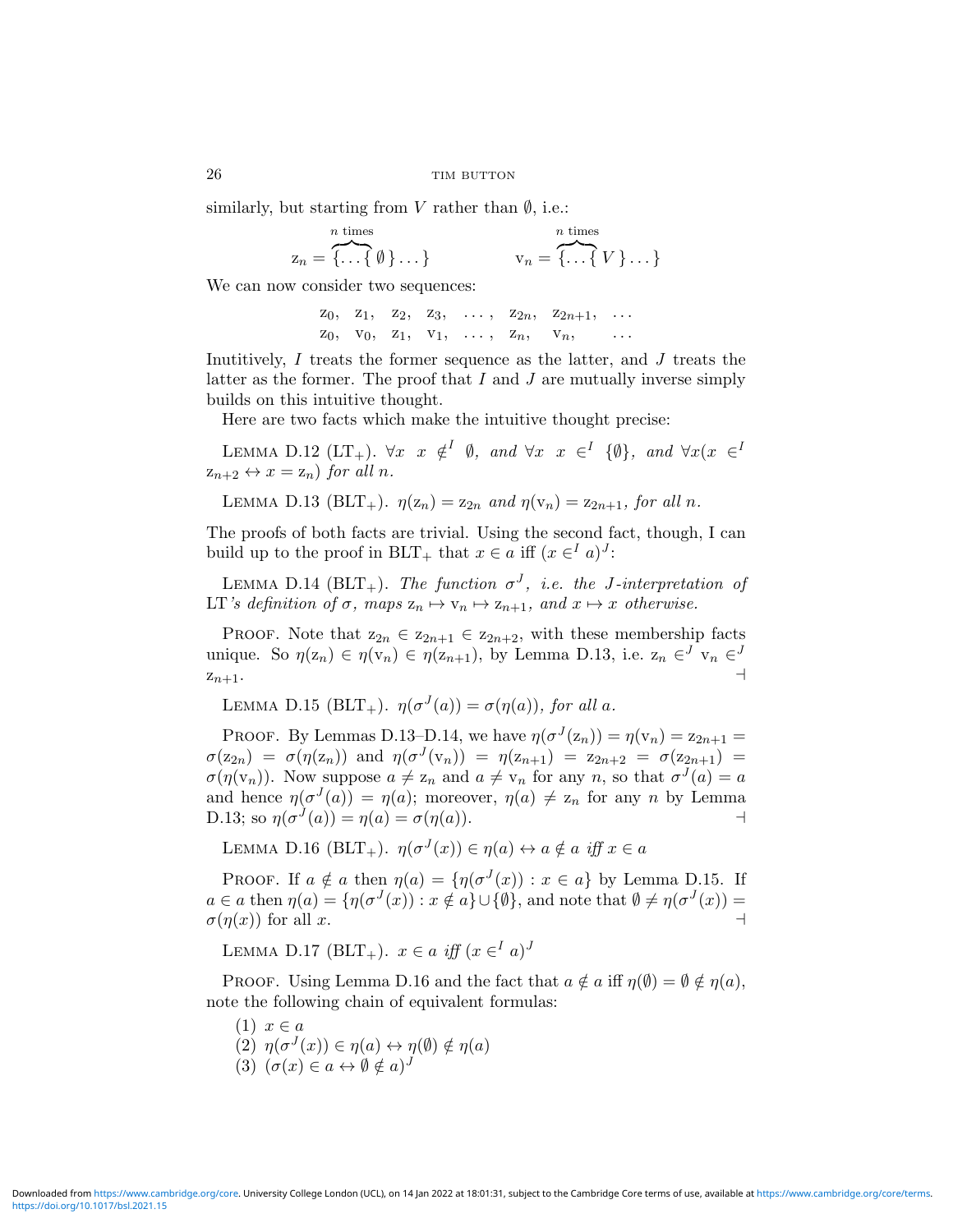similarly, but starting from $V$ rather than $\emptyset$, i.e.:

$$\mathrm{z}_n = \overbrace{\{\ldots\{}^{n \text{ times}} \emptyset \} \ldots \} \qquad\qquad \mathrm{v}_n = \overbrace{\{\ldots\{}^{n \text{ times}} V \} \ldots \}$$

We can now consider two sequences:

$$\begin{array}{llllllll} \mathrm{z}_0, & \mathrm{z}_1, & \mathrm{z}_2, & \mathrm{z}_3, & \ldots, & \mathrm{z}_{2n}, & \mathrm{z}_{2n+1}, & \ldots \\ \mathrm{z}_0, & \mathrm{v}_0, & \mathrm{z}_1, & \mathrm{v}_1, & \ldots, & \mathrm{z}_n, & \mathrm{v}_n, & \ldots \end{array}$$

Inutitively, $I$ treats the former sequence as the latter, and $J$ treats the latter as the former. The proof that $I$ and $J$ are mutually inverse simply builds on this intuitive thought.

Here are two facts which make the intuitive thought precise:

Lemma D.12 ($\mathrm{LT}_+$). *$\forall x \ x \notin^I \emptyset$, and $\forall x \ x \in^I \{\emptyset\}$, and $\forall x(x \in^I \mathrm{z}_{n+2} \leftrightarrow x = \mathrm{z}_n)$ for all $n$.*

Lemma D.13 ($\mathrm{BLT}_+$). *$\eta(\mathrm{z}_n) = \mathrm{z}_{2n}$ and $\eta(\mathrm{v}_n) = \mathrm{z}_{2n+1}$, for all $n$.*

The proofs of both facts are trivial. Using the second fact, though, I can build up to the proof in $\mathrm{BLT}_+$ that $x \in a$ iff $(x \in^I a)^J$:

Lemma D.14 ($\mathrm{BLT}_+$). *The function $\sigma^J$, i.e. the $J$-interpretation of LT's definition of $\sigma$, maps $\mathrm{z}_n \mapsto \mathrm{v}_n \mapsto \mathrm{z}_{n+1}$, and $x \mapsto x$ otherwise.*

Proof. Note that $\mathrm{z}_{2n} \in \mathrm{z}_{2n+1} \in \mathrm{z}_{2n+2}$, with these membership facts unique. So $\eta(\mathrm{z}_n) \in \eta(\mathrm{v}_n) \in \eta(\mathrm{z}_{n+1})$, by Lemma D.13, i.e. $\mathrm{z}_n \in^J \mathrm{v}_n \in^J \mathrm{z}_{n+1}$. ⊣

Lemma D.15 ($\mathrm{BLT}_+$). *$\eta(\sigma^J(a)) = \sigma(\eta(a))$, for all $a$.*

Proof. By Lemmas D.13–D.14, we have $\eta(\sigma^J(\mathrm{z}_n)) = \eta(\mathrm{v}_n) = \mathrm{z}_{2n+1} = \sigma(\mathrm{z}_{2n}) = \sigma(\eta(\mathrm{z}_n))$ and $\eta(\sigma^J(\mathrm{v}_n)) = \eta(\mathrm{z}_{n+1}) = \mathrm{z}_{2n+2} = \sigma(\mathrm{z}_{2n+1}) = \sigma(\eta(\mathrm{v}_n))$. Now suppose $a \neq \mathrm{z}_n$ and $a \neq \mathrm{v}_n$ for any $n$, so that $\sigma^J(a) = a$ and hence $\eta(\sigma^J(a)) = \eta(a)$; moreover, $\eta(a) \neq \mathrm{z}_n$ for any $n$ by Lemma D.13; so $\eta(\sigma^J(a)) = \eta(a) = \sigma(\eta(a))$. ⊣

Lemma D.16 ($\mathrm{BLT}_+$). *$\eta(\sigma^J(x)) \in \eta(a) \leftrightarrow a \notin a$ iff $x \in a$*

Proof. If $a \notin a$ then $\eta(a) = \{\eta(\sigma^J(x)) : x \in a\}$ by Lemma D.15. If $a \in a$ then $\eta(a) = \{\eta(\sigma^J(x)) : x \notin a\} \cup \{\emptyset\}$, and note that $\emptyset \neq \eta(\sigma^J(x)) = \sigma(\eta(x))$ for all $x$. ⊣

Lemma D.17 ($\mathrm{BLT}_+$). *$x \in a$ iff $(x \in^I a)^J$*

Proof. Using Lemma D.16 and the fact that $a \notin a$ iff $\eta(\emptyset) = \emptyset \notin \eta(a)$, note the following chain of equivalent formulas:

(1) $x \in a$
(2) $\eta(\sigma^J(x)) \in \eta(a) \leftrightarrow \eta(\emptyset) \notin \eta(a)$
(3) $(\sigma(x) \in a \leftrightarrow \emptyset \notin a)^J$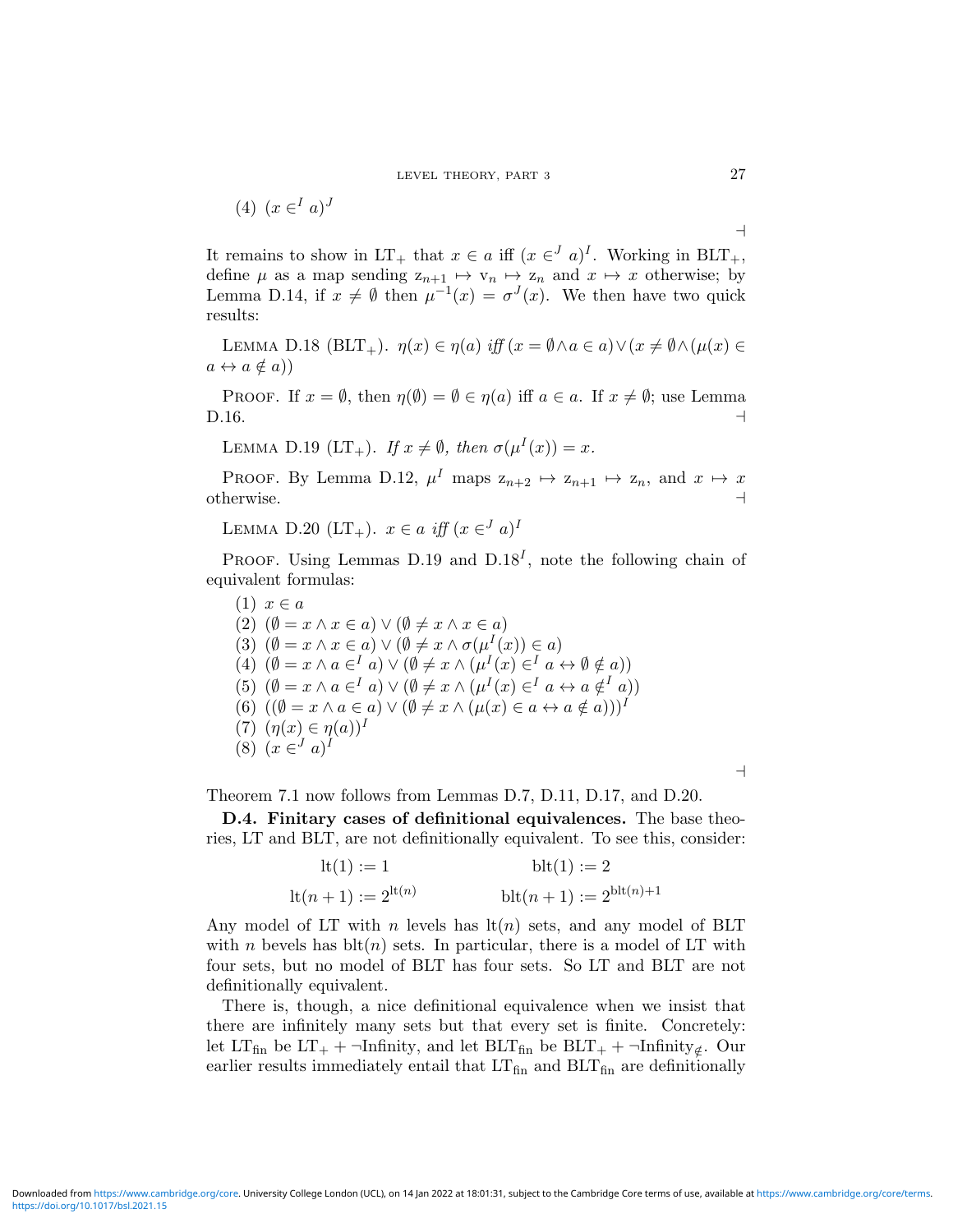(4) $(x \in^I a)^J$

$\dashv$

It remains to show in $\text{LT}_+$ that $x \in a$ iff $(x \in^J a)^I$. Working in $\text{BLT}_+$, define $\mu$ as a map sending $\text{z}_{n+1} \mapsto \text{v}_n \mapsto \text{z}_n$ and $x \mapsto x$ otherwise; by Lemma D.14, if $x \neq \emptyset$ then $\mu^{-1}(x) = \sigma^J(x)$. We then have two quick results:

Lemma D.18 ($\text{BLT}_+$). *$\eta(x) \in \eta(a)$ iff $(x = \emptyset \wedge a \in a) \vee (x \neq \emptyset \wedge (\mu(x) \in a \leftrightarrow a \notin a))$*

Proof. If $x = \emptyset$, then $\eta(\emptyset) = \emptyset \in \eta(a)$ iff $a \in a$. If $x \neq \emptyset$; use Lemma D.16. $\dashv$

Lemma D.19 ($\text{LT}_+$). *If $x \neq \emptyset$, then $\sigma(\mu^I(x)) = x$.*

Proof. By Lemma D.12, $\mu^I$ maps $\text{z}_{n+2} \mapsto \text{z}_{n+1} \mapsto \text{z}_n$, and $x \mapsto x$ otherwise. $\dashv$

Lemma D.20 ($\text{LT}_+$). *$x \in a$ iff $(x \in^J a)^I$*

Proof. Using Lemmas D.19 and D.18$^I$, note the following chain of equivalent formulas:

(1) $x \in a$
(2) $(\emptyset = x \wedge x \in a) \vee (\emptyset \neq x \wedge x \in a)$
(3) $(\emptyset = x \wedge x \in a) \vee (\emptyset \neq x \wedge \sigma(\mu^I(x)) \in a)$
(4) $(\emptyset = x \wedge a \in^I a) \vee (\emptyset \neq x \wedge (\mu^I(x) \in^I a \leftrightarrow \emptyset \notin a))$
(5) $(\emptyset = x \wedge a \in^I a) \vee (\emptyset \neq x \wedge (\mu^I(x) \in^I a \leftrightarrow a \notin^I a))$
(6) $((\emptyset = x \wedge a \in a) \vee (\emptyset \neq x \wedge (\mu(x) \in a \leftrightarrow a \notin a)))^I$
(7) $(\eta(x) \in \eta(a))^I$
(8) $(x \in^J a)^I$

$\dashv$

Theorem 7.1 now follows from Lemmas D.7, D.11, D.17, and D.20.

**D.4. Finitary cases of definitional equivalences.** The base theories, LT and BLT, are not definitionally equivalent. To see this, consider:

$$\text{lt}(1) := 1 \qquad\qquad \text{blt}(1) := 2$$
$$\text{lt}(n+1) := 2^{\text{lt}(n)} \qquad\qquad \text{blt}(n+1) := 2^{\text{blt}(n)+1}$$

Any model of LT with $n$ levels has $\text{lt}(n)$ sets, and any model of BLT with $n$ bevels has $\text{blt}(n)$ sets. In particular, there is a model of LT with four sets, but no model of BLT has four sets. So LT and BLT are not definitionally equivalent.

There is, though, a nice definitional equivalence when we insist that there are infinitely many sets but that every set is finite. Concretely: let $\text{LT}_{\text{fin}}$ be $\text{LT}_+ + \neg\text{Infinity}$, and let $\text{BLT}_{\text{fin}}$ be $\text{BLT}_+ + \neg\text{Infinity}_{\notin}$. Our earlier results immediately entail that $\text{LT}_{\text{fin}}$ and $\text{BLT}_{\text{fin}}$ are definitionally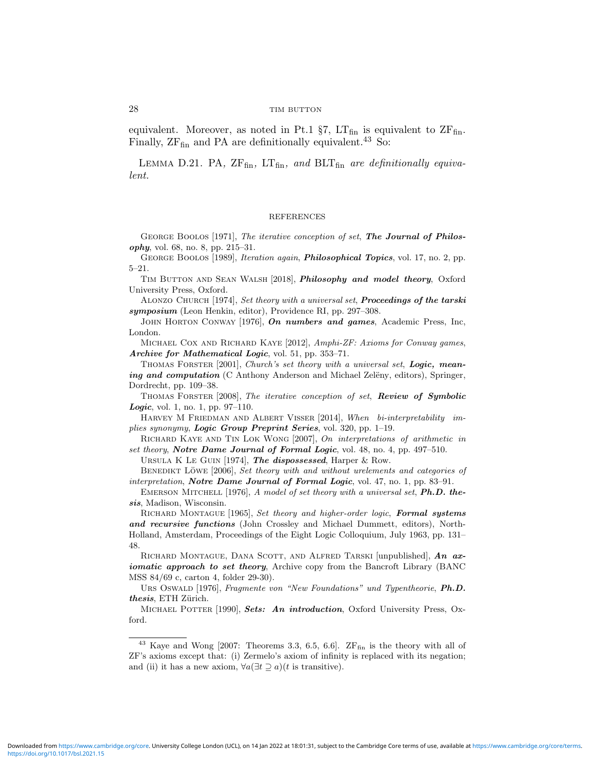equivalent. Moreover, as noted in Pt.1 §7, $\mathrm{LT_{fin}}$ is equivalent to $\mathrm{ZF_{fin}}$. Finally, $\mathrm{ZF_{fin}}$ and PA are definitionally equivalent.[43] So:

Lemma D.21. *PA, $\mathrm{ZF_{fin}}$, $\mathrm{LT_{fin}}$, and $\mathrm{BLT_{fin}}$ are definitionally equivalent.*

## REFERENCES

George Boolos [1971], *The iterative conception of set*, ***The Journal of Philosophy***, vol. 68, no. 8, pp. 215–31.

George Boolos [1989], *Iteration again*, ***Philosophical Topics***, vol. 17, no. 2, pp. 5–21.

Tim Button and Sean Walsh [2018], ***Philosophy and model theory***, Oxford University Press, Oxford.

Alonzo Church [1974], *Set theory with a universal set*, ***Proceedings of the tarski symposium*** (Leon Henkin, editor), Providence RI, pp. 297–308.

John Horton Conway [1976], ***On numbers and games***, Academic Press, Inc, London.

Michael Cox and Richard Kaye [2012], *Amphi-ZF: Axioms for Conway games*, ***Archive for Mathematical Logic***, vol. 51, pp. 353–71.

Thomas Forster [2001], *Church's set theory with a universal set*, ***Logic, meaning and computation*** (C Anthony Anderson and Michael Zelëny, editors), Springer, Dordrecht, pp. 109–38.

Thomas Forster [2008], *The iterative conception of set*, ***Review of Symbolic Logic***, vol. 1, no. 1, pp. 97–110.

Harvey M Friedman and Albert Visser [2014], *When bi-interpretability implies synonymy*, ***Logic Group Preprint Series***, vol. 320, pp. 1–19.

Richard Kaye and Tin Lok Wong [2007], *On interpretations of arithmetic in set theory*, ***Notre Dame Journal of Formal Logic***, vol. 48, no. 4, pp. 497–510.

Ursula K Le Guin [1974], ***The dispossessed***, Harper & Row.

Benedikt Löwe [2006], *Set theory with and without urelements and categories of interpretation*, ***Notre Dame Journal of Formal Logic***, vol. 47, no. 1, pp. 83–91.

Emerson Mitchell [1976], *A model of set theory with a universal set*, ***Ph.D. thesis***, Madison, Wisconsin.

Richard Montague [1965], *Set theory and higher-order logic*, ***Formal systems and recursive functions*** (John Crossley and Michael Dummett, editors), North-Holland, Amsterdam, Proceedings of the Eight Logic Colloquium, July 1963, pp. 131–48.

Richard Montague, Dana Scott, and Alfred Tarski [unpublished], ***An axiomatic approach to set theory***, Archive copy from the Bancroft Library (BANC MSS 84/69 c, carton 4, folder 29-30).

Urs Oswald [1976], *Fragmente von "New Foundations" und Typentheorie*, ***Ph.D. thesis***, ETH Zürich.

Michael Potter [1990], ***Sets: An introduction***, Oxford University Press, Oxford.

---

[43] Kaye and Wong [2007: Theorems 3.3, 6.5, 6.6]. $\mathrm{ZF_{fin}}$ is the theory with all of ZF's axioms except that: (i) Zermelo's axiom of infinity is replaced with its negation; and (ii) it has a new axiom, $\forall a(\exists t \supseteq a)(t$ is transitive$)$.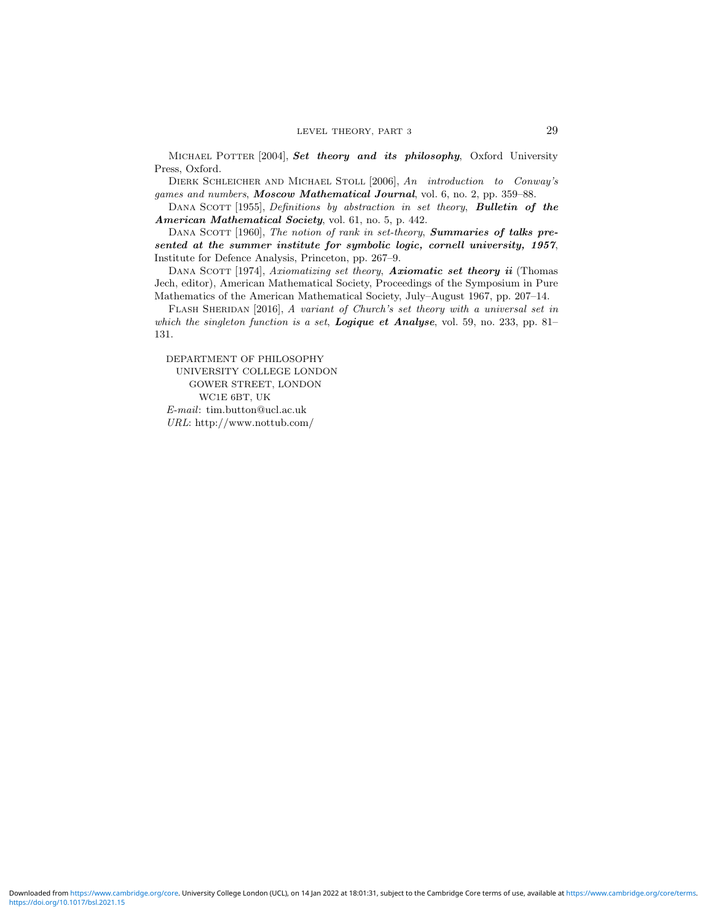Michael Potter [2004], ***Set theory and its philosophy***, Oxford University Press, Oxford.

Dierk Schleicher and Michael Stoll [2006], *An introduction to Conway's games and numbers*, ***Moscow Mathematical Journal***, vol. 6, no. 2, pp. 359–88.

Dana Scott [1955], *Definitions by abstraction in set theory*, ***Bulletin of the American Mathematical Society***, vol. 61, no. 5, p. 442.

Dana Scott [1960], *The notion of rank in set-theory*, ***Summaries of talks presented at the summer institute for symbolic logic, cornell university, 1957***, Institute for Defence Analysis, Princeton, pp. 267–9.

Dana Scott [1974], *Axiomatizing set theory*, ***Axiomatic set theory ii*** (Thomas Jech, editor), American Mathematical Society, Proceedings of the Symposium in Pure Mathematics of the American Mathematical Society, July–August 1967, pp. 207–14.

Flash Sheridan [2016], *A variant of Church's set theory with a universal set in which the singleton function is a set*, ***Logique et Analyse***, vol. 59, no. 233, pp. 81–131.

DEPARTMENT OF PHILOSOPHY
UNIVERSITY COLLEGE LONDON
GOWER STREET, LONDON
WC1E 6BT, UK
*E-mail*: tim.button@ucl.ac.uk
*URL*: http://www.nottub.com/